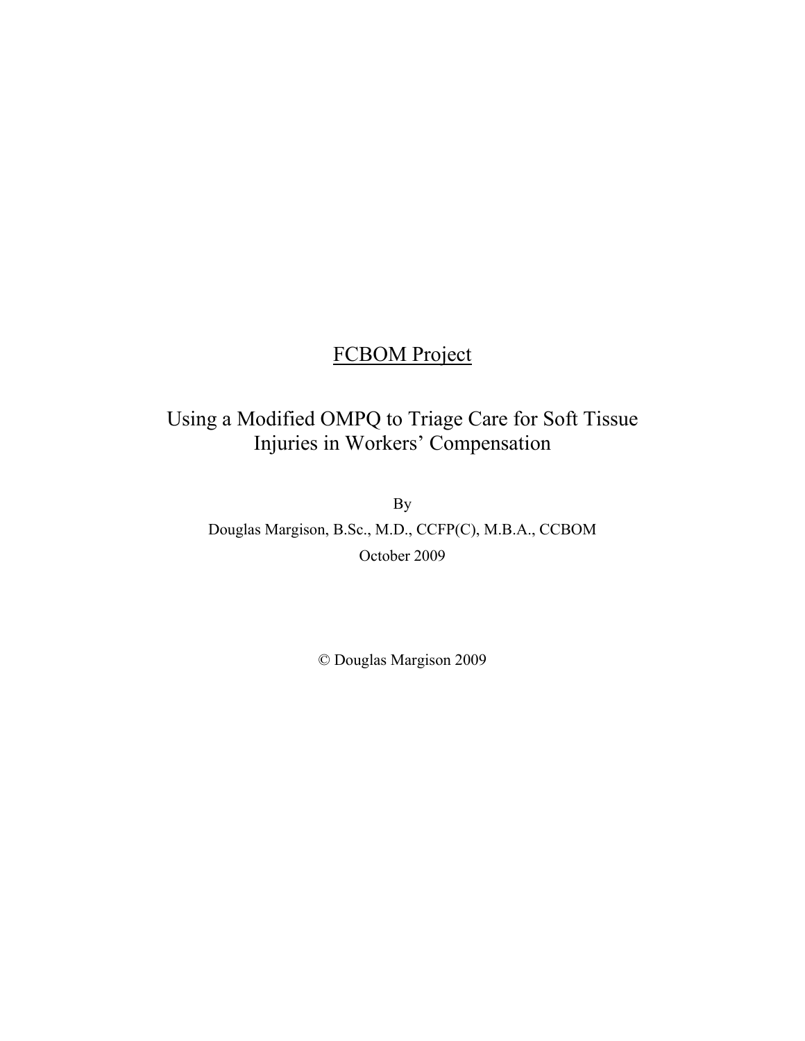# FCBOM Project

## Using a Modified OMPQ to Triage Care for Soft Tissue Injuries in Workers' Compensation

By

Douglas Margison, B.Sc., M.D., CCFP(C), M.B.A., CCBOM

October 2009

© Douglas Margison 2009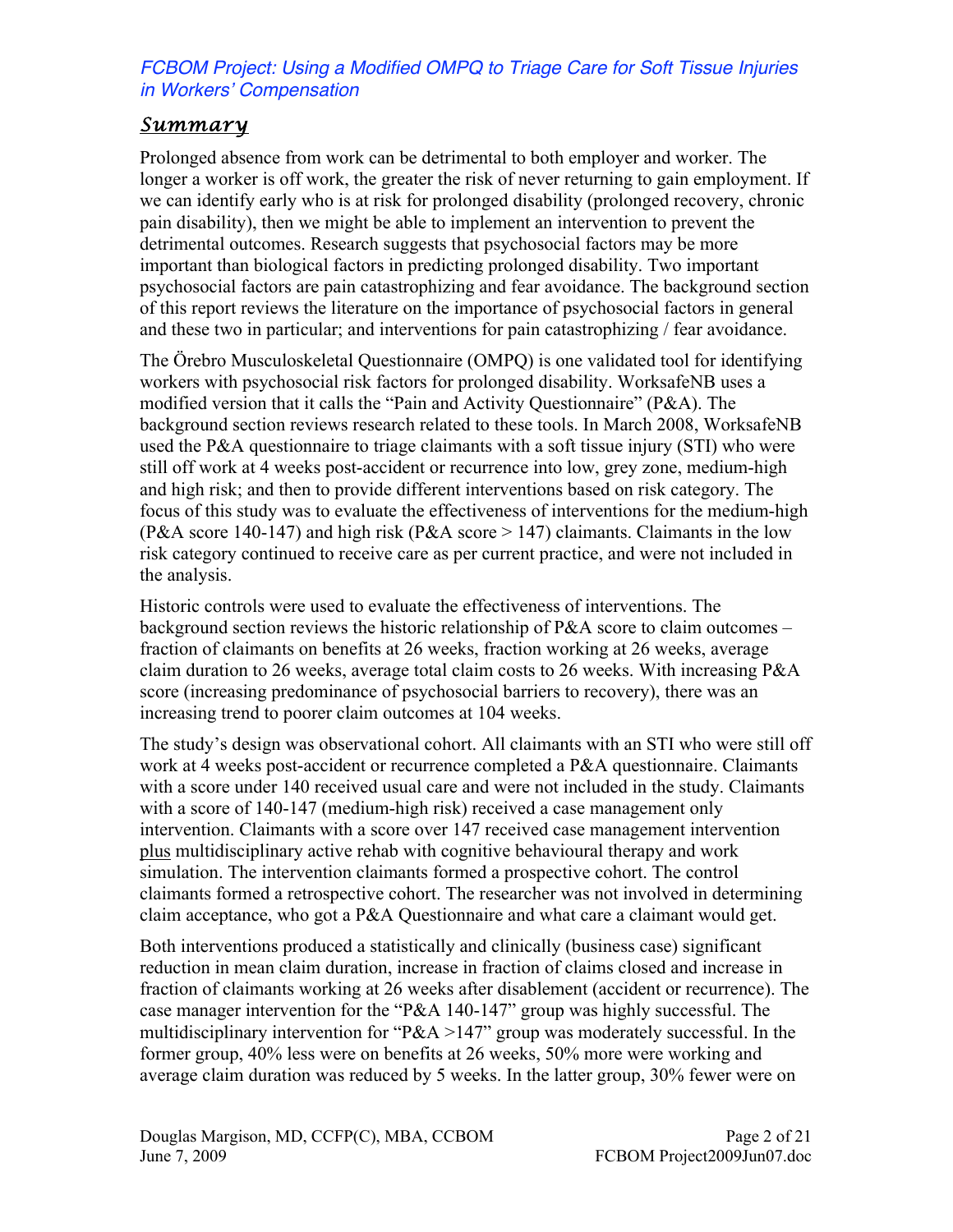*FCBOM Project: Using a Modified OMPQ to Triage Care for Soft Tissue Injuries in Workers' Compensation*

## Summary

Prolonged absence from work can be detrimental to both employer and worker. The longer a worker is off work, the greater the risk of never returning to gain employment. If we can identify early who is at risk for prolonged disability (prolonged recovery, chronic pain disability), then we might be able to implement an intervention to prevent the detrimental outcomes. Research suggests that psychosocial factors may be more important than biological factors in predicting prolonged disability. Two important psychosocial factors are pain catastrophizing and fear avoidance. The background section of this report reviews the literature on the importance of psychosocial factors in general and these two in particular; and interventions for pain catastrophizing / fear avoidance.

The Örebro Musculoskeletal Questionnaire (OMPQ) is one validated tool for identifying workers with psychosocial risk factors for prolonged disability. WorksafeNB uses a modified version that it calls the "Pain and Activity Questionnaire" (P&A). The background section reviews research related to these tools. In March 2008, WorksafeNB used the P&A questionnaire to triage claimants with a soft tissue injury (STI) who were still off work at 4 weeks post-accident or recurrence into low, grey zone, medium-high and high risk; and then to provide different interventions based on risk category. The focus of this study was to evaluate the effectiveness of interventions for the medium-high (P&A score 140-147) and high risk (P&A score > 147) claimants. Claimants in the low risk category continued to receive care as per current practice, and were not included in the analysis.

Historic controls were used to evaluate the effectiveness of interventions. The background section reviews the historic relationship of P&A score to claim outcomes – fraction of claimants on benefits at 26 weeks, fraction working at 26 weeks, average claim duration to 26 weeks, average total claim costs to 26 weeks. With increasing P&A score (increasing predominance of psychosocial barriers to recovery), there was an increasing trend to poorer claim outcomes at 104 weeks.

The study's design was observational cohort. All claimants with an STI who were still off work at 4 weeks post-accident or recurrence completed a P&A questionnaire. Claimants with a score under 140 received usual care and were not included in the study. Claimants with a score of 140-147 (medium-high risk) received a case management only intervention. Claimants with a score over 147 received case management intervention <u>plus</u> multidisciplinary active rehab with cognitive behavioural therapy and work simulation. The intervention claimants formed a prospective cohort. The control claimants formed a retrospective cohort. The researcher was not involved in determining claim acceptance, who got a P&A Questionnaire and what care a claimant would get.

Both interventions produced a statistically and clinically (business case) significant reduction in mean claim duration, increase in fraction of claims closed and increase in fraction of claimants working at 26 weeks after disablement (accident or recurrence). The case manager intervention for the "P&A 140-147" group was highly successful. The multidisciplinary intervention for "P&A >147" group was moderately successful. In the former group, 40% less were on benefits at 26 weeks, 50% more were working and average claim duration was reduced by 5 weeks. In the latter group, 30% fewer were on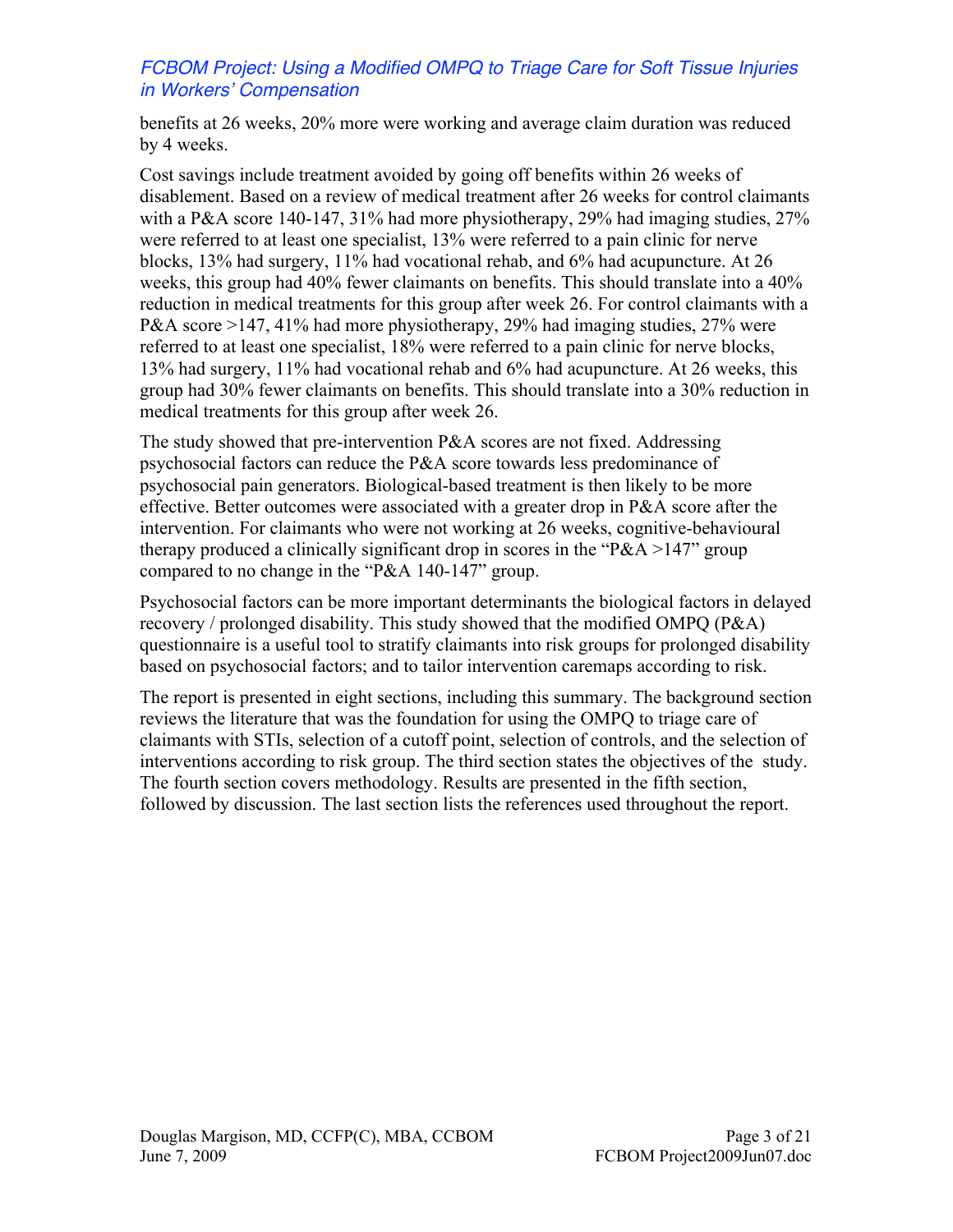benefits at 26 weeks, 20% more were working and average claim duration was reduced by 4 weeks.

Cost savings include treatment avoided by going off benefits within 26 weeks of disablement. Based on a review of medical treatment after 26 weeks for control claimants with a P&A score 140-147, 31% had more physiotherapy, 29% had imaging studies, 27% were referred to at least one specialist, 13% were referred to a pain clinic for nerve blocks, 13% had surgery, 11% had vocational rehab, and 6% had acupuncture. At 26 weeks, this group had 40% fewer claimants on benefits. This should translate into a 40% reduction in medical treatments for this group after week 26. For control claimants with a P&A score >147, 41% had more physiotherapy, 29% had imaging studies, 27% were referred to at least one specialist, 18% were referred to a pain clinic for nerve blocks, 13% had surgery, 11% had vocational rehab and 6% had acupuncture. At 26 weeks, this group had 30% fewer claimants on benefits. This should translate into a 30% reduction in medical treatments for this group after week 26.

The study showed that pre-intervention P&A scores are not fixed. Addressing psychosocial factors can reduce the P&A score towards less predominance of psychosocial pain generators. Biological-based treatment is then likely to be more effective. Better outcomes were associated with a greater drop in P&A score after the intervention. For claimants who were not working at 26 weeks, cognitive-behavioural therapy produced a clinically significant drop in scores in the "P&A >147" group compared to no change in the "P&A 140-147" group.

Psychosocial factors can be more important determinants the biological factors in delayed recovery / prolonged disability. This study showed that the modified OMPQ (P&A) questionnaire is a useful tool to stratify claimants into risk groups for prolonged disability based on psychosocial factors; and to tailor intervention caremaps according to risk.

The report is presented in eight sections, including this summary. The background section reviews the literature that was the foundation for using the OMPQ to triage care of claimants with STIs, selection of a cutoff point, selection of controls, and the selection of interventions according to risk group. The third section states the objectives of the study. The fourth section covers methodology. Results are presented in the fifth section, followed by discussion. The last section lists the references used throughout the report.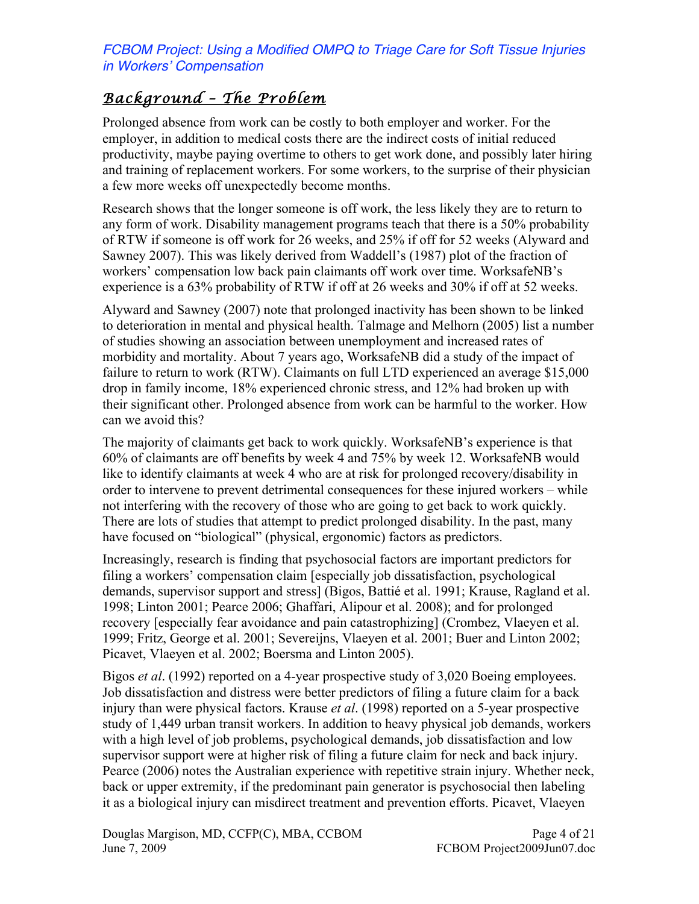## Background – The Problem

Prolonged absence from work can be costly to both employer and worker. For the employer, in addition to medical costs there are the indirect costs of initial reduced productivity, maybe paying overtime to others to get work done, and possibly later hiring and training of replacement workers. For some workers, to the surprise of their physician a few more weeks off unexpectedly become months.

Research shows that the longer someone is off work, the less likely they are to return to any form of work. Disability management programs teach that there is a 50% probability of RTW if someone is off work for 26 weeks, and 25% if off for 52 weeks (Alyward and Sawney 2007). This was likely derived from Waddell's (1987) plot of the fraction of workers' compensation low back pain claimants off work over time. WorksafeNB's experience is a 63% probability of RTW if off at 26 weeks and 30% if off at 52 weeks.

Alyward and Sawney (2007) note that prolonged inactivity has been shown to be linked to deterioration in mental and physical health. Talmage and Melhorn (2005) list a number of studies showing an association between unemployment and increased rates of morbidity and mortality. About 7 years ago, WorksafeNB did a study of the impact of failure to return to work (RTW). Claimants on full LTD experienced an average $15,000 drop in family income, 18% experienced chronic stress, and 12% had broken up with their significant other. Prolonged absence from work can be harmful to the worker. How can we avoid this?

The majority of claimants get back to work quickly. WorksafeNB's experience is that 60% of claimants are off benefits by week 4 and 75% by week 12. WorksafeNB would like to identify claimants at week 4 who are at risk for prolonged recovery/disability in order to intervene to prevent detrimental consequences for these injured workers – while not interfering with the recovery of those who are going to get back to work quickly. There are lots of studies that attempt to predict prolonged disability. In the past, many have focused on "biological" (physical, ergonomic) factors as predictors.

Increasingly, research is finding that psychosocial factors are important predictors for filing a workers' compensation claim [especially job dissatisfaction, psychological demands, supervisor support and stress] (Bigos, Battié et al. 1991; Krause, Ragland et al. 1998; Linton 2001; Pearce 2006; Ghaffari, Alipour et al. 2008); and for prolonged recovery [especially fear avoidance and pain catastrophizing] (Crombez, Vlaeyen et al. 1999; Fritz, George et al. 2001; Severeijns, Vlaeyen et al. 2001; Buer and Linton 2002; Picavet, Vlaeyen et al. 2002; Boersma and Linton 2005).

Bigos *et al*. (1992) reported on a 4-year prospective study of 3,020 Boeing employees. Job dissatisfaction and distress were better predictors of filing a future claim for a back injury than were physical factors. Krause *et al*. (1998) reported on a 5-year prospective study of 1,449 urban transit workers. In addition to heavy physical job demands, workers with a high level of job problems, psychological demands, job dissatisfaction and low supervisor support were at higher risk of filing a future claim for neck and back injury. Pearce (2006) notes the Australian experience with repetitive strain injury. Whether neck, back or upper extremity, if the predominant pain generator is psychosocial then labeling it as a biological injury can misdirect treatment and prevention efforts. Picavet, Vlaeyen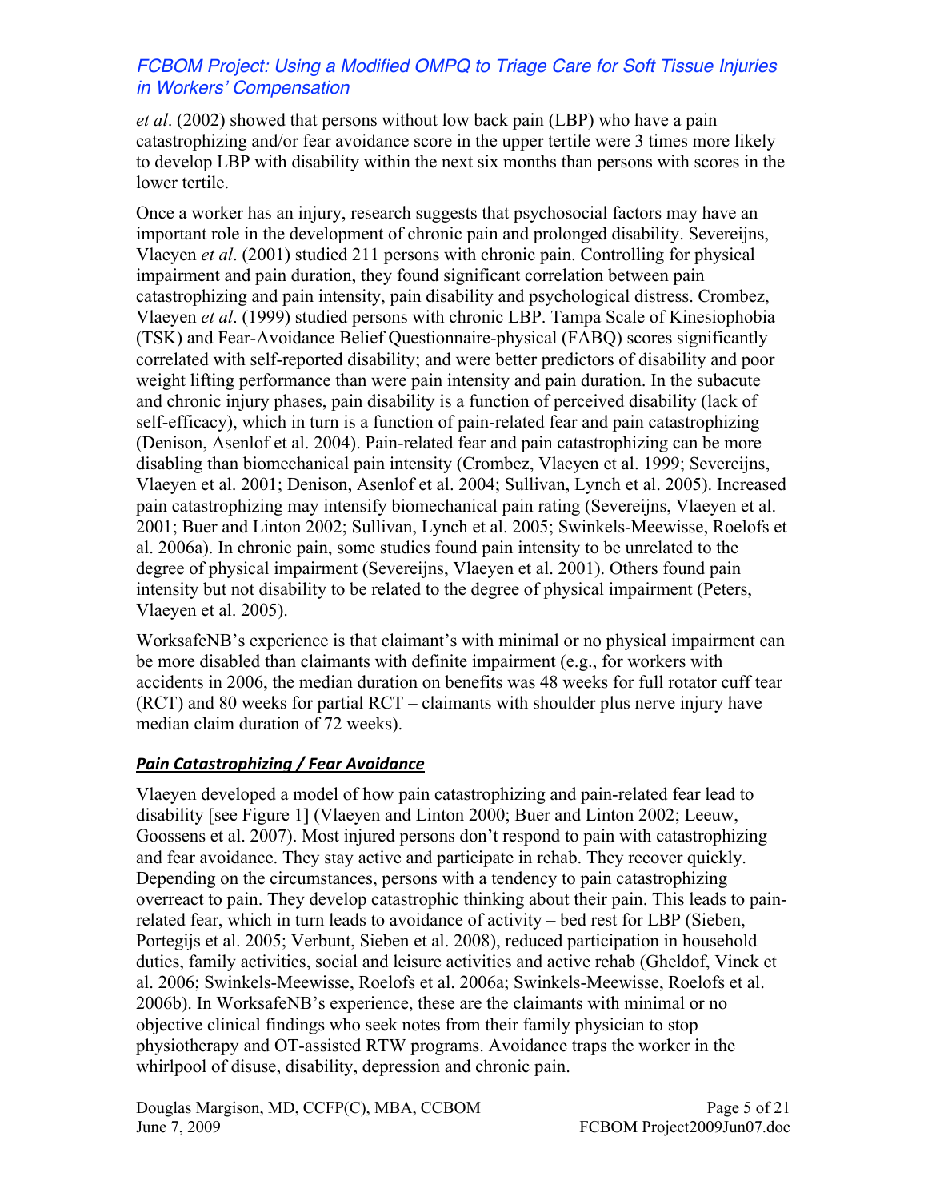*et al*. (2002) showed that persons without low back pain (LBP) who have a pain catastrophizing and/or fear avoidance score in the upper tertile were 3 times more likely to develop LBP with disability within the next six months than persons with scores in the lower tertile.

Once a worker has an injury, research suggests that psychosocial factors may have an important role in the development of chronic pain and prolonged disability. Severeijns, Vlaeyen *et al*. (2001) studied 211 persons with chronic pain. Controlling for physical impairment and pain duration, they found significant correlation between pain catastrophizing and pain intensity, pain disability and psychological distress. Crombez, Vlaeyen *et al*. (1999) studied persons with chronic LBP. Tampa Scale of Kinesiophobia (TSK) and Fear-Avoidance Belief Questionnaire-physical (FABQ) scores significantly correlated with self-reported disability; and were better predictors of disability and poor weight lifting performance than were pain intensity and pain duration. In the subacute and chronic injury phases, pain disability is a function of perceived disability (lack of self-efficacy), which in turn is a function of pain-related fear and pain catastrophizing (Denison, Asenlof et al. 2004). Pain-related fear and pain catastrophizing can be more disabling than biomechanical pain intensity (Crombez, Vlaeyen et al. 1999; Severeijns, Vlaeyen et al. 2001; Denison, Asenlof et al. 2004; Sullivan, Lynch et al. 2005). Increased pain catastrophizing may intensify biomechanical pain rating (Severeijns, Vlaeyen et al. 2001; Buer and Linton 2002; Sullivan, Lynch et al. 2005; Swinkels-Meewisse, Roelofs et al. 2006a). In chronic pain, some studies found pain intensity to be unrelated to the degree of physical impairment (Severeijns, Vlaeyen et al. 2001). Others found pain intensity but not disability to be related to the degree of physical impairment (Peters, Vlaeyen et al. 2005).

WorksafeNB's experience is that claimant's with minimal or no physical impairment can be more disabled than claimants with definite impairment (e.g., for workers with accidents in 2006, the median duration on benefits was 48 weeks for full rotator cuff tear (RCT) and 80 weeks for partial RCT – claimants with shoulder plus nerve injury have median claim duration of 72 weeks).

### ***Pain Catastrophizing / Fear Avoidance***

Vlaeyen developed a model of how pain catastrophizing and pain-related fear lead to disability [see Figure 1] (Vlaeyen and Linton 2000; Buer and Linton 2002; Leeuw, Goossens et al. 2007). Most injured persons don't respond to pain with catastrophizing and fear avoidance. They stay active and participate in rehab. They recover quickly. Depending on the circumstances, persons with a tendency to pain catastrophizing overreact to pain. They develop catastrophic thinking about their pain. This leads to pain-related fear, which in turn leads to avoidance of activity – bed rest for LBP (Sieben, Portegijs et al. 2005; Verbunt, Sieben et al. 2008), reduced participation in household duties, family activities, social and leisure activities and active rehab (Gheldof, Vinck et al. 2006; Swinkels-Meewisse, Roelofs et al. 2006a; Swinkels-Meewisse, Roelofs et al. 2006b). In WorksafeNB's experience, these are the claimants with minimal or no objective clinical findings who seek notes from their family physician to stop physiotherapy and OT-assisted RTW programs. Avoidance traps the worker in the whirlpool of disuse, disability, depression and chronic pain.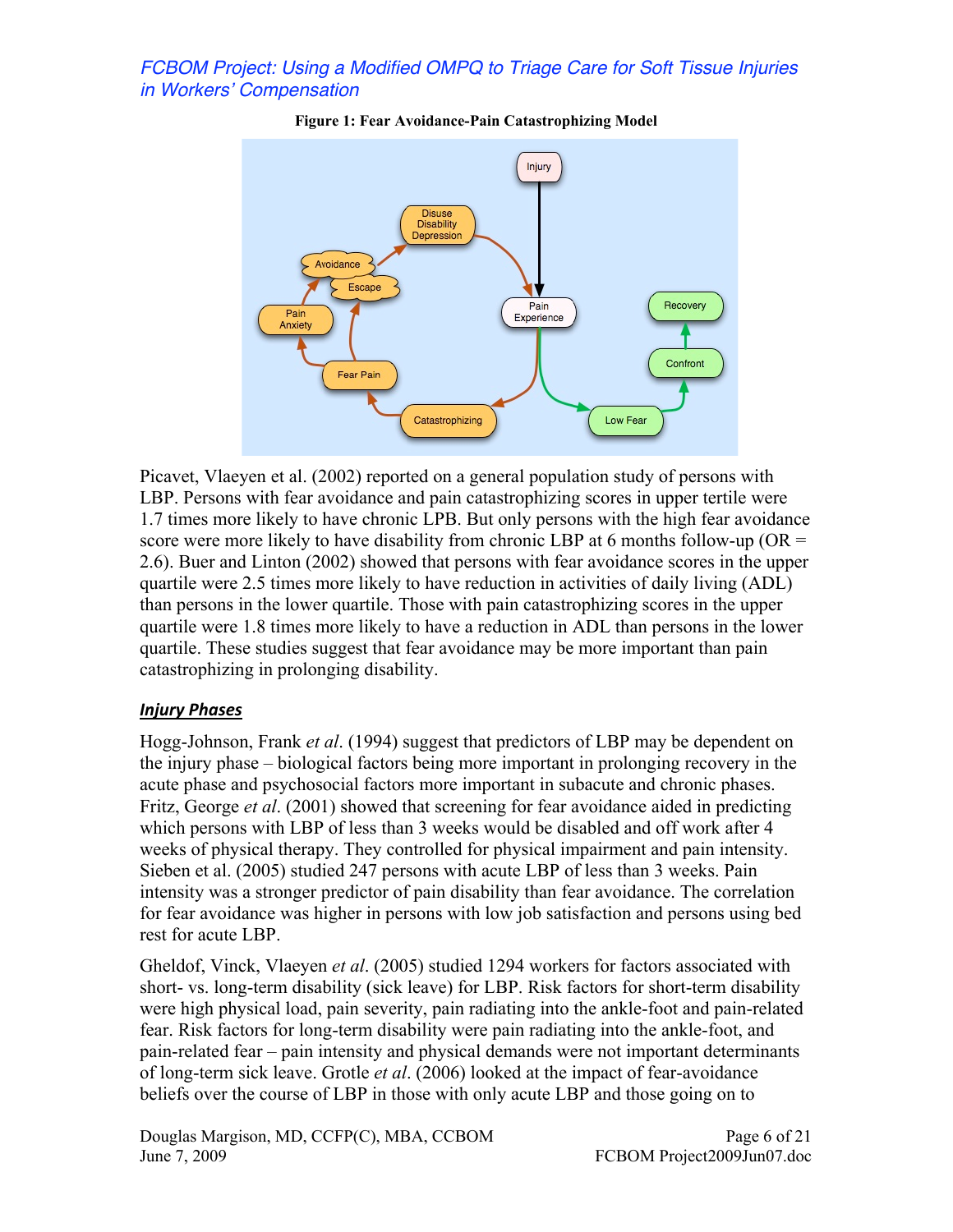**Figure 1: Fear Avoidance-Pain Catastrophizing Model**

Picavet, Vlaeyen et al. (2002) reported on a general population study of persons with LBP. Persons with fear avoidance and pain catastrophizing scores in upper tertile were 1.7 times more likely to have chronic LPB. But only persons with the high fear avoidance score were more likely to have disability from chronic LBP at 6 months follow-up (OR = 2.6). Buer and Linton (2002) showed that persons with fear avoidance scores in the upper quartile were 2.5 times more likely to have reduction in activities of daily living (ADL) than persons in the lower quartile. Those with pain catastrophizing scores in the upper quartile were 1.8 times more likely to have a reduction in ADL than persons in the lower quartile. These studies suggest that fear avoidance may be more important than pain catastrophizing in prolonging disability.

## *Injury Phases*

Hogg-Johnson, Frank *et al*. (1994) suggest that predictors of LBP may be dependent on the injury phase – biological factors being more important in prolonging recovery in the acute phase and psychosocial factors more important in subacute and chronic phases. Fritz, George *et al*. (2001) showed that screening for fear avoidance aided in predicting which persons with LBP of less than 3 weeks would be disabled and off work after 4 weeks of physical therapy. They controlled for physical impairment and pain intensity. Sieben et al. (2005) studied 247 persons with acute LBP of less than 3 weeks. Pain intensity was a stronger predictor of pain disability than fear avoidance. The correlation for fear avoidance was higher in persons with low job satisfaction and persons using bed rest for acute LBP.

Gheldof, Vinck, Vlaeyen *et al*. (2005) studied 1294 workers for factors associated with short- vs. long-term disability (sick leave) for LBP. Risk factors for short-term disability were high physical load, pain severity, pain radiating into the ankle-foot and pain-related fear. Risk factors for long-term disability were pain radiating into the ankle-foot, and pain-related fear – pain intensity and physical demands were not important determinants of long-term sick leave. Grotle *et al*. (2006) looked at the impact of fear-avoidance beliefs over the course of LBP in those with only acute LBP and those going on to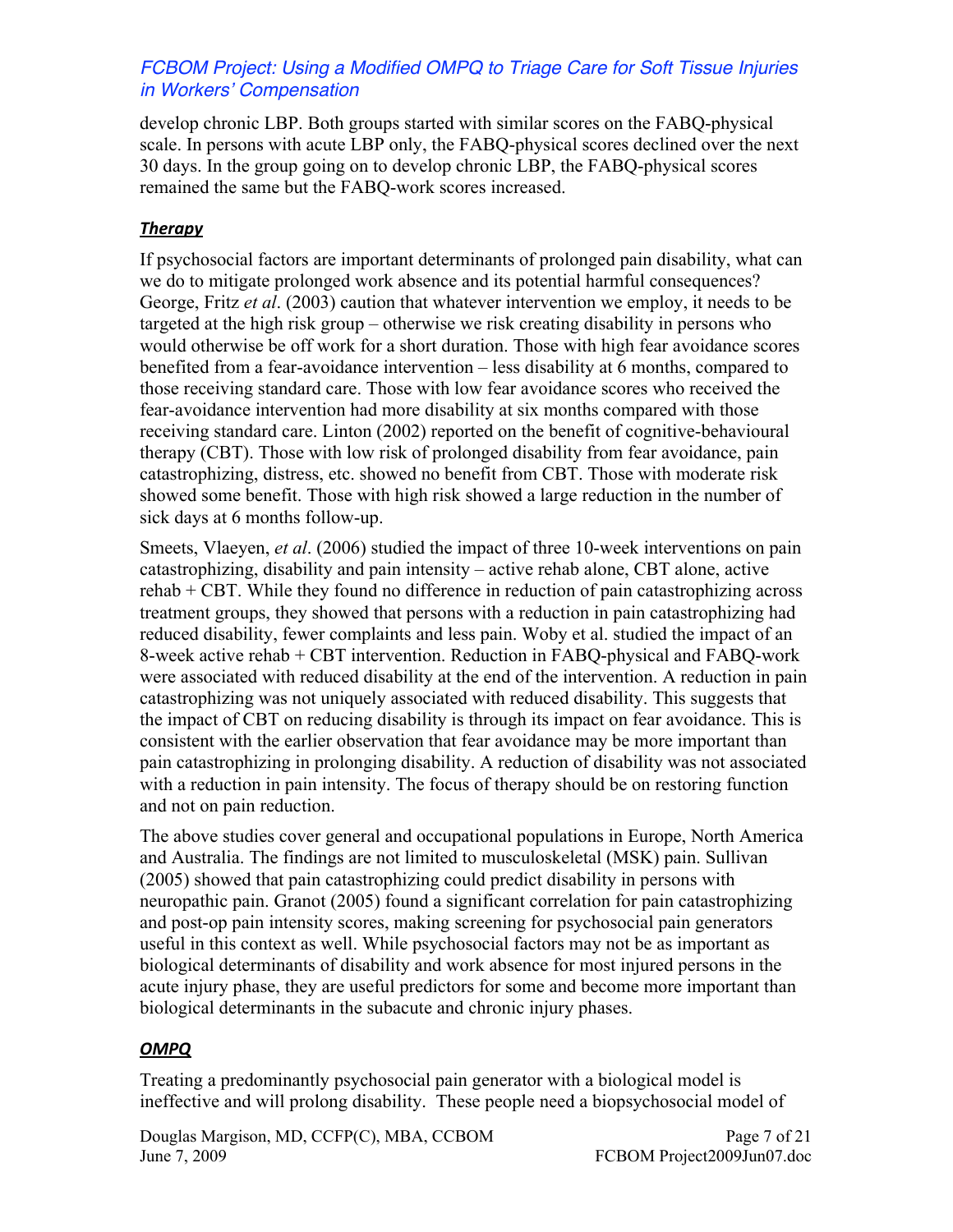develop chronic LBP. Both groups started with similar scores on the FABQ-physical scale. In persons with acute LBP only, the FABQ-physical scores declined over the next 30 days. In the group going on to develop chronic LBP, the FABQ-physical scores remained the same but the FABQ-work scores increased.

## ***Therapy***

If psychosocial factors are important determinants of prolonged pain disability, what can we do to mitigate prolonged work absence and its potential harmful consequences? George, Fritz *et al*. (2003) caution that whatever intervention we employ, it needs to be targeted at the high risk group – otherwise we risk creating disability in persons who would otherwise be off work for a short duration. Those with high fear avoidance scores benefited from a fear-avoidance intervention – less disability at 6 months, compared to those receiving standard care. Those with low fear avoidance scores who received the fear-avoidance intervention had more disability at six months compared with those receiving standard care. Linton (2002) reported on the benefit of cognitive-behavioural therapy (CBT). Those with low risk of prolonged disability from fear avoidance, pain catastrophizing, distress, etc. showed no benefit from CBT. Those with moderate risk showed some benefit. Those with high risk showed a large reduction in the number of sick days at 6 months follow-up.

Smeets, Vlaeyen, *et al*. (2006) studied the impact of three 10-week interventions on pain catastrophizing, disability and pain intensity – active rehab alone, CBT alone, active rehab + CBT. While they found no difference in reduction of pain catastrophizing across treatment groups, they showed that persons with a reduction in pain catastrophizing had reduced disability, fewer complaints and less pain. Woby et al. studied the impact of an 8-week active rehab + CBT intervention. Reduction in FABQ-physical and FABQ-work were associated with reduced disability at the end of the intervention. A reduction in pain catastrophizing was not uniquely associated with reduced disability. This suggests that the impact of CBT on reducing disability is through its impact on fear avoidance. This is consistent with the earlier observation that fear avoidance may be more important than pain catastrophizing in prolonging disability. A reduction of disability was not associated with a reduction in pain intensity. The focus of therapy should be on restoring function and not on pain reduction.

The above studies cover general and occupational populations in Europe, North America and Australia. The findings are not limited to musculoskeletal (MSK) pain. Sullivan (2005) showed that pain catastrophizing could predict disability in persons with neuropathic pain. Granot (2005) found a significant correlation for pain catastrophizing and post-op pain intensity scores, making screening for psychosocial pain generators useful in this context as well. While psychosocial factors may not be as important as biological determinants of disability and work absence for most injured persons in the acute injury phase, they are useful predictors for some and become more important than biological determinants in the subacute and chronic injury phases.

## ***OMPQ***

Treating a predominantly psychosocial pain generator with a biological model is ineffective and will prolong disability. These people need a biopsychosocial model of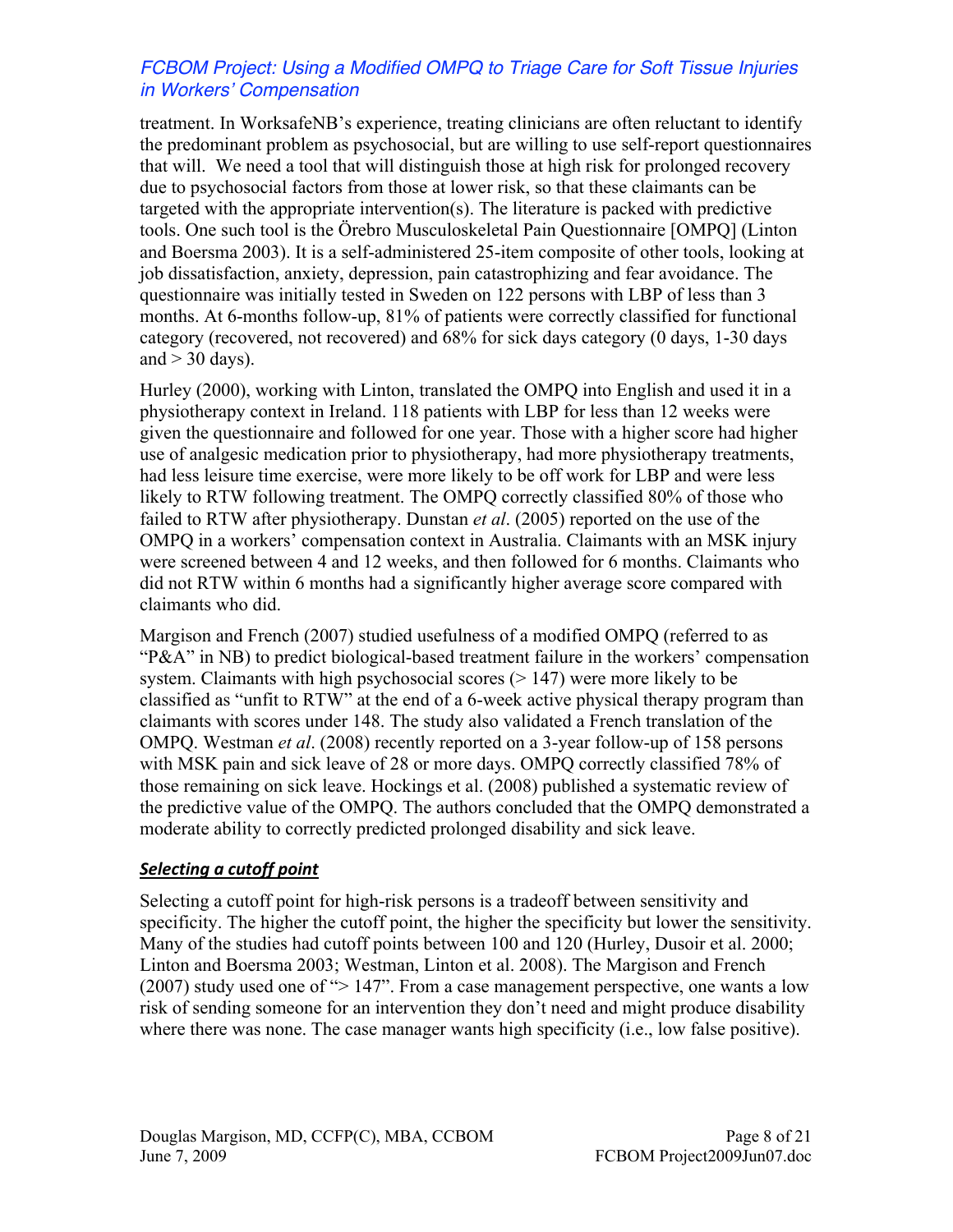treatment. In WorksafeNB's experience, treating clinicians are often reluctant to identify the predominant problem as psychosocial, but are willing to use self-report questionnaires that will. We need a tool that will distinguish those at high risk for prolonged recovery due to psychosocial factors from those at lower risk, so that these claimants can be targeted with the appropriate intervention(s). The literature is packed with predictive tools. One such tool is the Örebro Musculoskeletal Pain Questionnaire [OMPQ] (Linton and Boersma 2003). It is a self-administered 25-item composite of other tools, looking at job dissatisfaction, anxiety, depression, pain catastrophizing and fear avoidance. The questionnaire was initially tested in Sweden on 122 persons with LBP of less than 3 months. At 6-months follow-up, 81% of patients were correctly classified for functional category (recovered, not recovered) and 68% for sick days category (0 days, 1-30 days and > 30 days).

Hurley (2000), working with Linton, translated the OMPQ into English and used it in a physiotherapy context in Ireland. 118 patients with LBP for less than 12 weeks were given the questionnaire and followed for one year. Those with a higher score had higher use of analgesic medication prior to physiotherapy, had more physiotherapy treatments, had less leisure time exercise, were more likely to be off work for LBP and were less likely to RTW following treatment. The OMPQ correctly classified 80% of those who failed to RTW after physiotherapy. Dunstan *et al*. (2005) reported on the use of the OMPQ in a workers' compensation context in Australia. Claimants with an MSK injury were screened between 4 and 12 weeks, and then followed for 6 months. Claimants who did not RTW within 6 months had a significantly higher average score compared with claimants who did.

Margison and French (2007) studied usefulness of a modified OMPQ (referred to as "P&A" in NB) to predict biological-based treatment failure in the workers' compensation system. Claimants with high psychosocial scores (> 147) were more likely to be classified as "unfit to RTW" at the end of a 6-week active physical therapy program than claimants with scores under 148. The study also validated a French translation of the OMPQ. Westman *et al*. (2008) recently reported on a 3-year follow-up of 158 persons with MSK pain and sick leave of 28 or more days. OMPQ correctly classified 78% of those remaining on sick leave. Hockings et al. (2008) published a systematic review of the predictive value of the OMPQ. The authors concluded that the OMPQ demonstrated a moderate ability to correctly predicted prolonged disability and sick leave.

### ***Selecting a cutoff point***

Selecting a cutoff point for high-risk persons is a tradeoff between sensitivity and specificity. The higher the cutoff point, the higher the specificity but lower the sensitivity. Many of the studies had cutoff points between 100 and 120 (Hurley, Dusoir et al. 2000; Linton and Boersma 2003; Westman, Linton et al. 2008). The Margison and French (2007) study used one of "> 147". From a case management perspective, one wants a low risk of sending someone for an intervention they don't need and might produce disability where there was none. The case manager wants high specificity (i.e., low false positive).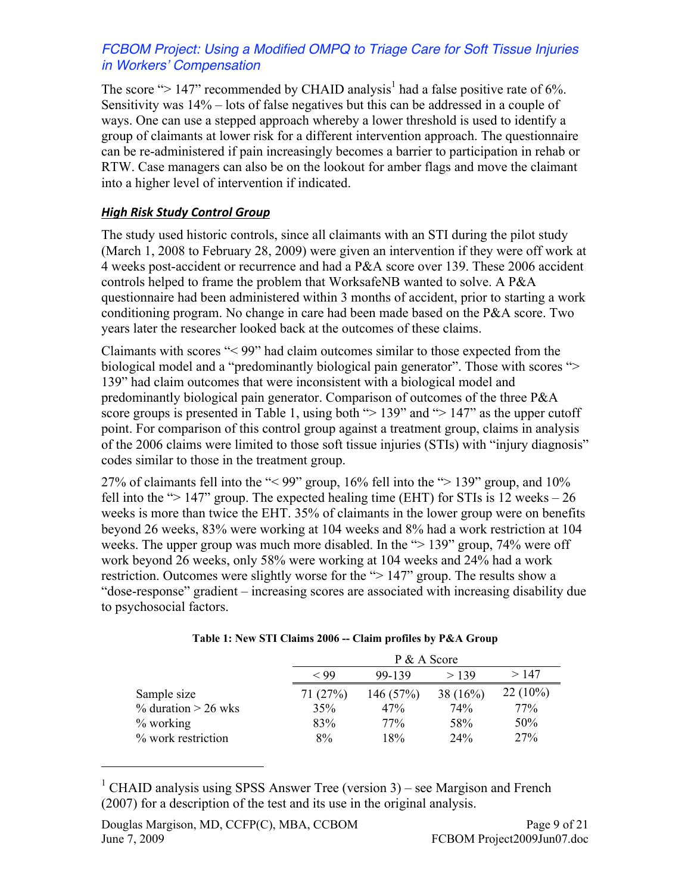The score "> 147" recommended by CHAID analysis[1] had a false positive rate of 6%. Sensitivity was 14% – lots of false negatives but this can be addressed in a couple of ways. One can use a stepped approach whereby a lower threshold is used to identify a group of claimants at lower risk for a different intervention approach. The questionnaire can be re-administered if pain increasingly becomes a barrier to participation in rehab or RTW. Case managers can also be on the lookout for amber flags and move the claimant into a higher level of intervention if indicated.

### ***High Risk Study Control Group***

The study used historic controls, since all claimants with an STI during the pilot study (March 1, 2008 to February 28, 2009) were given an intervention if they were off work at 4 weeks post-accident or recurrence and had a P&A score over 139. These 2006 accident controls helped to frame the problem that WorksafeNB wanted to solve. A P&A questionnaire had been administered within 3 months of accident, prior to starting a work conditioning program. No change in care had been made based on the P&A score. Two years later the researcher looked back at the outcomes of these claims.

Claimants with scores "< 99" had claim outcomes similar to those expected from the biological model and a "predominantly biological pain generator". Those with scores "> 139" had claim outcomes that were inconsistent with a biological model and predominantly biological pain generator. Comparison of outcomes of the three P&A score groups is presented in Table 1, using both "> 139" and "> 147" as the upper cutoff point. For comparison of this control group against a treatment group, claims in analysis of the 2006 claims were limited to those soft tissue injuries (STIs) with "injury diagnosis" codes similar to those in the treatment group.

27% of claimants fell into the "< 99" group, 16% fell into the "> 139" group, and 10% fell into the "> 147" group. The expected healing time (EHT) for STIs is 12 weeks – 26 weeks is more than twice the EHT. 35% of claimants in the lower group were on benefits beyond 26 weeks, 83% were working at 104 weeks and 8% had a work restriction at 104 weeks. The upper group was much more disabled. In the "> 139" group, 74% were off work beyond 26 weeks, only 58% were working at 104 weeks and 24% had a work restriction. Outcomes were slightly worse for the "> 147" group. The results show a "dose-response" gradient – increasing scores are associated with increasing disability due to psychosocial factors.

**Table 1: New STI Claims 2006 -- Claim profiles by P&A Group**

| | P & A Score | | | |
|---|---|---|---|---|
| | < 99 | 99-139 | > 139 | > 147 |
| Sample size | 71 (27%) | 146 (57%) | 38 (16%) | 22 (10%) |
| % duration > 26 wks | 35% | 47% | 74% | 77% |
| % working | 83% | 77% | 58% | 50% |
| % work restriction | 8% | 18% | 24% | 27% |

[1] CHAID analysis using SPSS Answer Tree (version 3) – see Margison and French (2007) for a description of the test and its use in the original analysis.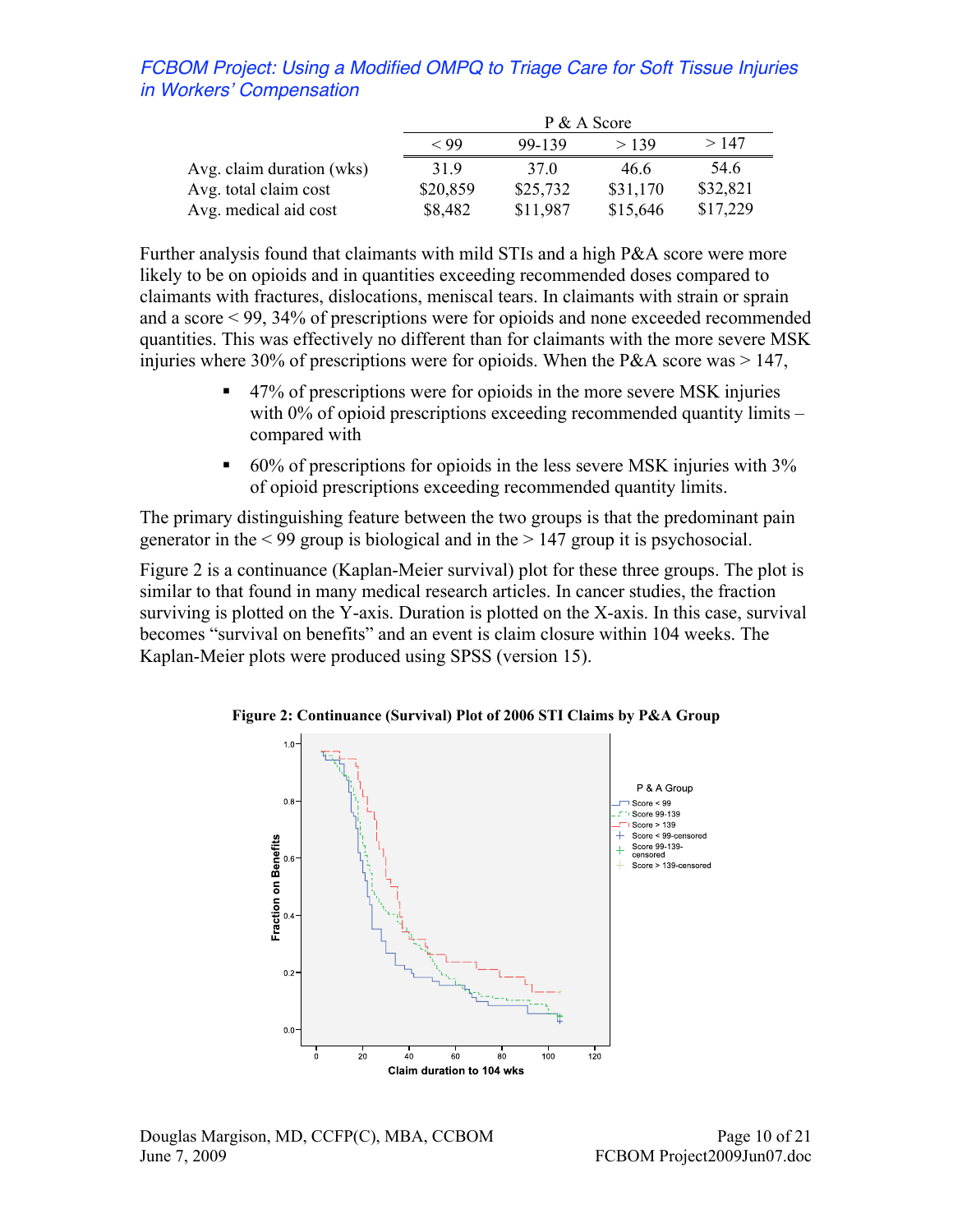|  | P & A Score |  |  |  |
|---|---|---|---|---|
|  | < 99 | 99-139 | > 139 | > 147 |
| Avg. claim duration (wks) | 31.9 | 37.0 | 46.6 | 54.6 |
| Avg. total claim cost | $20,859 | $25,732 | $31,170 | $32,821 |
| Avg. medical aid cost | $8,482 | $11,987 | $15,646 | $17,229 |

Further analysis found that claimants with mild STIs and a high P&A score were more likely to be on opioids and in quantities exceeding recommended doses compared to claimants with fractures, dislocations, meniscal tears. In claimants with strain or sprain and a score < 99, 34% of prescriptions were for opioids and none exceeded recommended quantities. This was effectively no different than for claimants with the more severe MSK injuries where 30% of prescriptions were for opioids. When the P&A score was > 147,

- 47% of prescriptions were for opioids in the more severe MSK injuries with 0% of opioid prescriptions exceeding recommended quantity limits – compared with
- 60% of prescriptions for opioids in the less severe MSK injuries with 3% of opioid prescriptions exceeding recommended quantity limits.

The primary distinguishing feature between the two groups is that the predominant pain generator in the < 99 group is biological and in the > 147 group it is psychosocial.

Figure 2 is a continuance (Kaplan-Meier survival) plot for these three groups. The plot is similar to that found in many medical research articles. In cancer studies, the fraction surviving is plotted on the Y-axis. Duration is plotted on the X-axis. In this case, survival becomes "survival on benefits" and an event is claim closure within 104 weeks. The Kaplan-Meier plots were produced using SPSS (version 15).

**Figure 2: Continuance (Survival) Plot of 2006 STI Claims by P&A Group**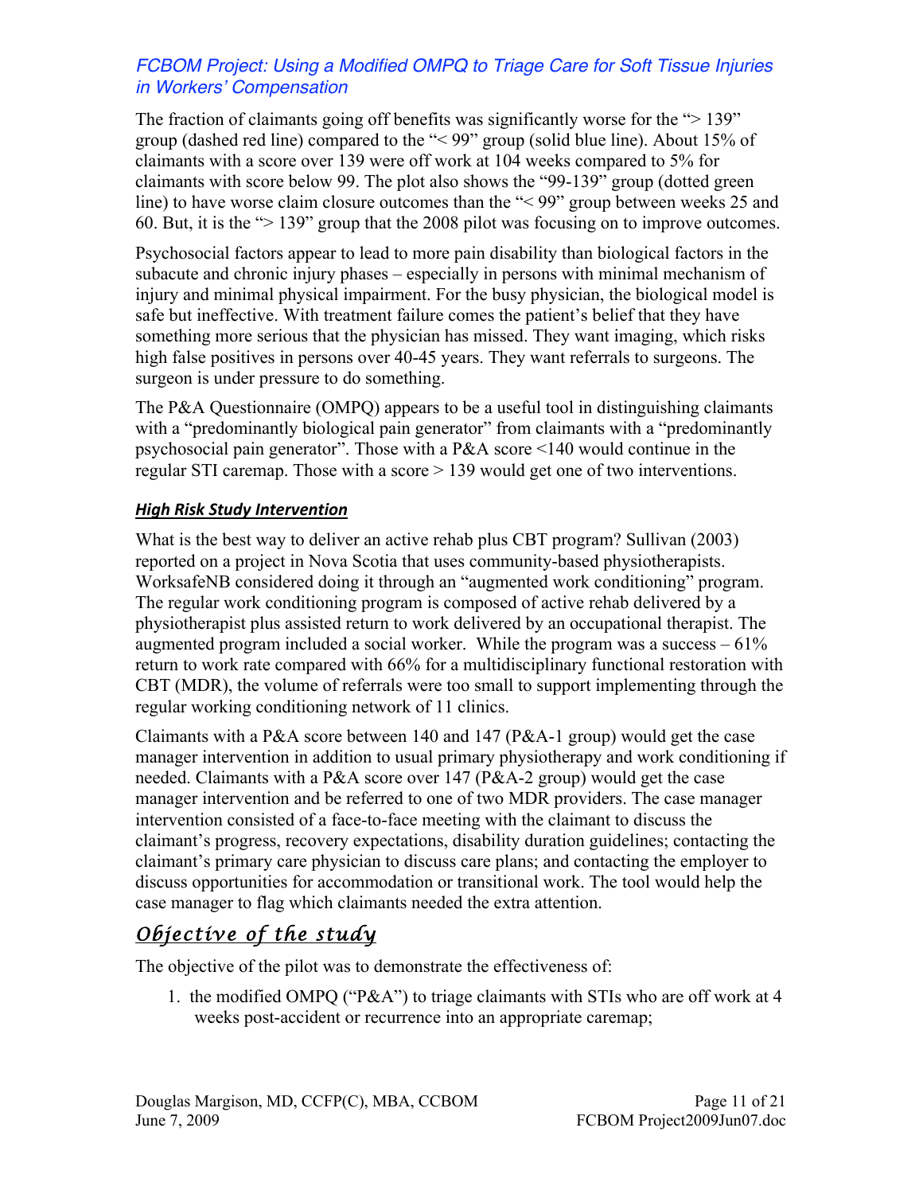The fraction of claimants going off benefits was significantly worse for the "> 139" group (dashed red line) compared to the "< 99" group (solid blue line). About 15% of claimants with a score over 139 were off work at 104 weeks compared to 5% for claimants with score below 99. The plot also shows the "99-139" group (dotted green line) to have worse claim closure outcomes than the "< 99" group between weeks 25 and 60. But, it is the "> 139" group that the 2008 pilot was focusing on to improve outcomes.

Psychosocial factors appear to lead to more pain disability than biological factors in the subacute and chronic injury phases – especially in persons with minimal mechanism of injury and minimal physical impairment. For the busy physician, the biological model is safe but ineffective. With treatment failure comes the patient's belief that they have something more serious that the physician has missed. They want imaging, which risks high false positives in persons over 40-45 years. They want referrals to surgeons. The surgeon is under pressure to do something.

The P&A Questionnaire (OMPQ) appears to be a useful tool in distinguishing claimants with a "predominantly biological pain generator" from claimants with a "predominantly psychosocial pain generator". Those with a P&A score <140 would continue in the regular STI caremap. Those with a score > 139 would get one of two interventions.

### ***High Risk Study Intervention***

What is the best way to deliver an active rehab plus CBT program? Sullivan (2003) reported on a project in Nova Scotia that uses community-based physiotherapists. WorksafeNB considered doing it through an "augmented work conditioning" program. The regular work conditioning program is composed of active rehab delivered by a physiotherapist plus assisted return to work delivered by an occupational therapist. The augmented program included a social worker. While the program was a success – 61% return to work rate compared with 66% for a multidisciplinary functional restoration with CBT (MDR), the volume of referrals were too small to support implementing through the regular working conditioning network of 11 clinics.

Claimants with a P&A score between 140 and 147 (P&A-1 group) would get the case manager intervention in addition to usual primary physiotherapy and work conditioning if needed. Claimants with a P&A score over 147 (P&A-2 group) would get the case manager intervention and be referred to one of two MDR providers. The case manager intervention consisted of a face-to-face meeting with the claimant to discuss the claimant's progress, recovery expectations, disability duration guidelines; contacting the claimant's primary care physician to discuss care plans; and contacting the employer to discuss opportunities for accommodation or transitional work. The tool would help the case manager to flag which claimants needed the extra attention.

## ***Objective of the study***

The objective of the pilot was to demonstrate the effectiveness of:

1. the modified OMPQ ("P&A") to triage claimants with STIs who are off work at 4 weeks post-accident or recurrence into an appropriate caremap;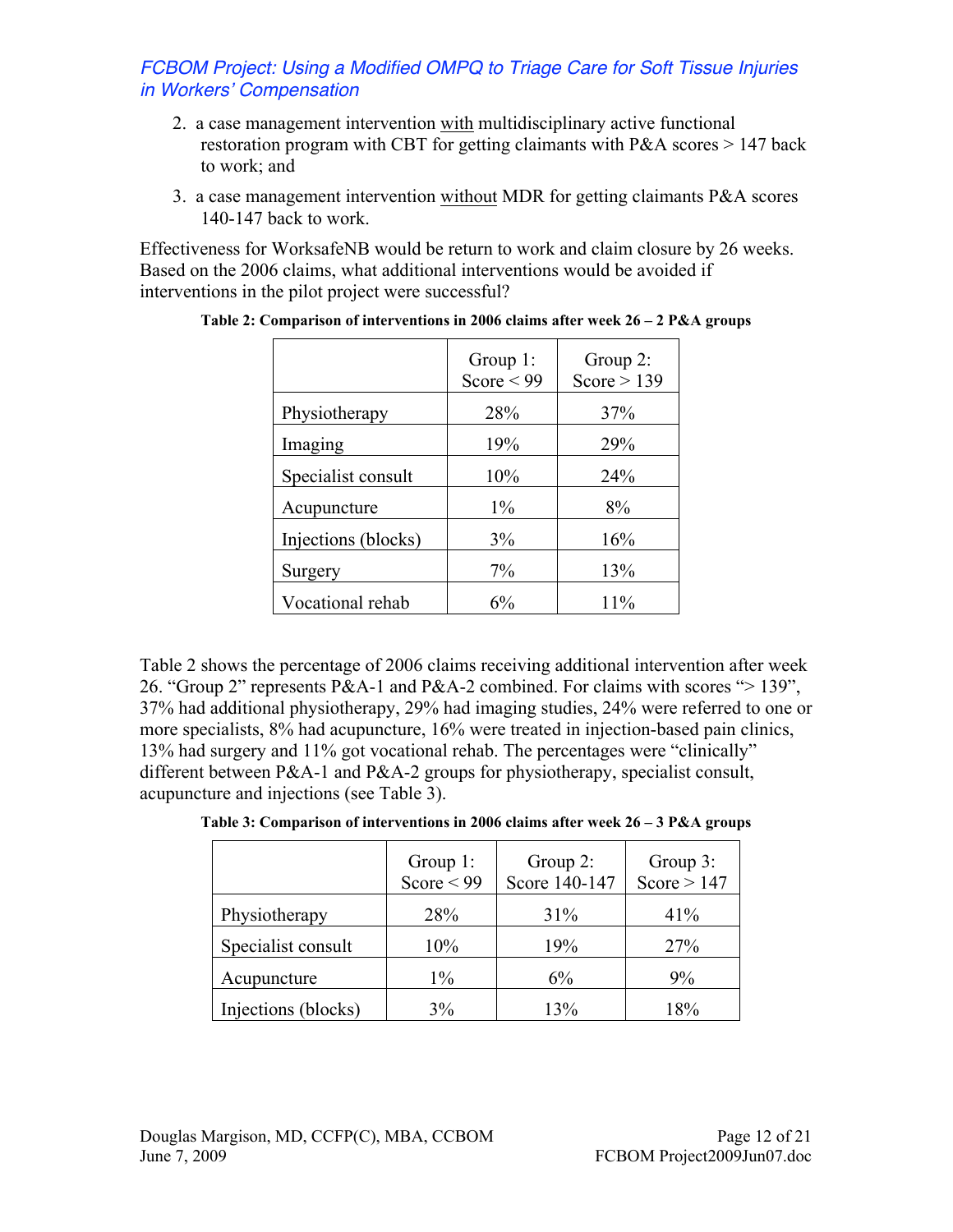2. a case management intervention <u>with</u> multidisciplinary active functional restoration program with CBT for getting claimants with P&A scores > 147 back to work; and
3. a case management intervention <u>without</u> MDR for getting claimants P&A scores 140-147 back to work.

Effectiveness for WorksafeNB would be return to work and claim closure by 26 weeks. Based on the 2006 claims, what additional interventions would be avoided if interventions in the pilot project were successful?

**Table 2: Comparison of interventions in 2006 claims after week 26 – 2 P&A groups**

| | Group 1: Score < 99 | Group 2: Score > 139 |
|---|---|---|
| Physiotherapy | 28% | 37% |
| Imaging | 19% | 29% |
| Specialist consult | 10% | 24% |
| Acupuncture | 1% | 8% |
| Injections (blocks) | 3% | 16% |
| Surgery | 7% | 13% |
| Vocational rehab | 6% | 11% |

Table 2 shows the percentage of 2006 claims receiving additional intervention after week 26. "Group 2" represents P&A-1 and P&A-2 combined. For claims with scores "> 139", 37% had additional physiotherapy, 29% had imaging studies, 24% were referred to one or more specialists, 8% had acupuncture, 16% were treated in injection-based pain clinics, 13% had surgery and 11% got vocational rehab. The percentages were "clinically" different between P&A-1 and P&A-2 groups for physiotherapy, specialist consult, acupuncture and injections (see Table 3).

**Table 3: Comparison of interventions in 2006 claims after week 26 – 3 P&A groups**

| | Group 1: Score < 99 | Group 2: Score 140-147 | Group 3: Score > 147 |
|---|---|---|---|
| Physiotherapy | 28% | 31% | 41% |
| Specialist consult | 10% | 19% | 27% |
| Acupuncture | 1% | 6% | 9% |
| Injections (blocks) | 3% | 13% | 18% |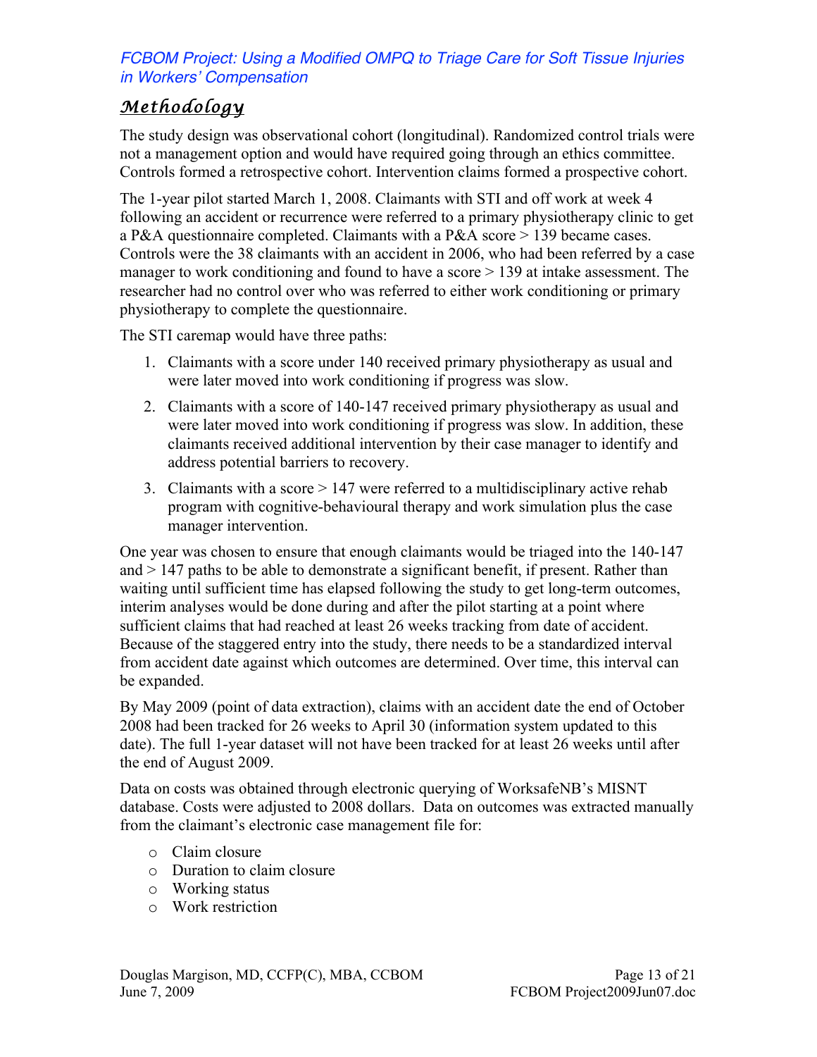## Methodology

The study design was observational cohort (longitudinal). Randomized control trials were not a management option and would have required going through an ethics committee. Controls formed a retrospective cohort. Intervention claims formed a prospective cohort.

The 1-year pilot started March 1, 2008. Claimants with STI and off work at week 4 following an accident or recurrence were referred to a primary physiotherapy clinic to get a P&A questionnaire completed. Claimants with a P&A score > 139 became cases. Controls were the 38 claimants with an accident in 2006, who had been referred by a case manager to work conditioning and found to have a score > 139 at intake assessment. The researcher had no control over who was referred to either work conditioning or primary physiotherapy to complete the questionnaire.

The STI caremap would have three paths:

1. Claimants with a score under 140 received primary physiotherapy as usual and were later moved into work conditioning if progress was slow.
2. Claimants with a score of 140-147 received primary physiotherapy as usual and were later moved into work conditioning if progress was slow. In addition, these claimants received additional intervention by their case manager to identify and address potential barriers to recovery.
3. Claimants with a score > 147 were referred to a multidisciplinary active rehab program with cognitive-behavioural therapy and work simulation plus the case manager intervention.

One year was chosen to ensure that enough claimants would be triaged into the 140-147 and > 147 paths to be able to demonstrate a significant benefit, if present. Rather than waiting until sufficient time has elapsed following the study to get long-term outcomes, interim analyses would be done during and after the pilot starting at a point where sufficient claims that had reached at least 26 weeks tracking from date of accident. Because of the staggered entry into the study, there needs to be a standardized interval from accident date against which outcomes are determined. Over time, this interval can be expanded.

By May 2009 (point of data extraction), claims with an accident date the end of October 2008 had been tracked for 26 weeks to April 30 (information system updated to this date). The full 1-year dataset will not have been tracked for at least 26 weeks until after the end of August 2009.

Data on costs was obtained through electronic querying of WorksafeNB's MISNT database. Costs were adjusted to 2008 dollars. Data on outcomes was extracted manually from the claimant's electronic case management file for:

- Claim closure
- Duration to claim closure
- Working status
- Work restriction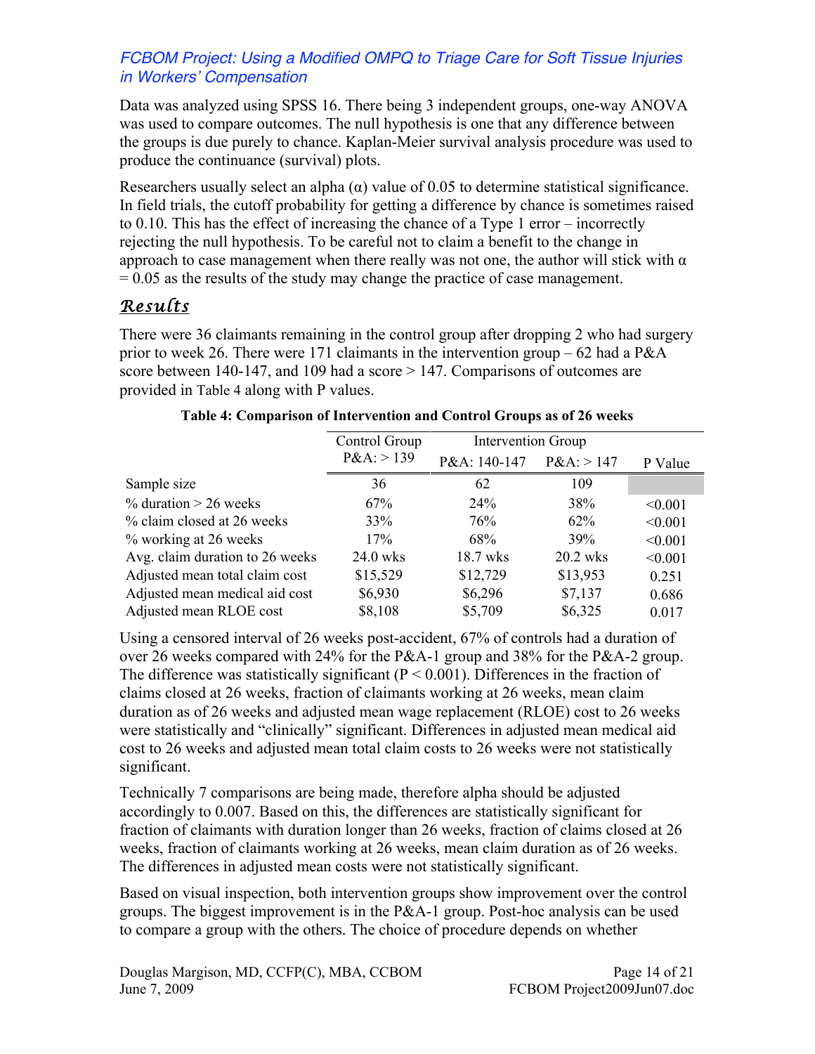Data was analyzed using SPSS 16. There being 3 independent groups, one-way ANOVA was used to compare outcomes. The null hypothesis is one that any difference between the groups is due purely to chance. Kaplan-Meier survival analysis procedure was used to produce the continuance (survival) plots.

Researchers usually select an alpha ($\alpha$) value of 0.05 to determine statistical significance. In field trials, the cutoff probability for getting a difference by chance is sometimes raised to 0.10. This has the effect of increasing the chance of a Type 1 error – incorrectly rejecting the null hypothesis. To be careful not to claim a benefit to the change in approach to case management when there really was not one, the author will stick with $\alpha = 0.05$ as the results of the study may change the practice of case management.

## Results

There were 36 claimants remaining in the control group after dropping 2 who had surgery prior to week 26. There were 171 claimants in the intervention group – 62 had a P&A score between 140-147, and 109 had a score > 147. Comparisons of outcomes are provided in Table 4 along with P values.

**Table 4: Comparison of Intervention and Control Groups as of 26 weeks**

| | Control Group | Intervention Group | | |
|---|---|---|---|---|
| | P&A: > 139 | P&A: 140-147 | P&A: > 147 | P Value |
| Sample size | 36 | 62 | 109 | |
| % duration > 26 weeks | 67% | 24% | 38% | <0.001 |
| % claim closed at 26 weeks | 33% | 76% | 62% | <0.001 |
| % working at 26 weeks | 17% | 68% | 39% | <0.001 |
| Avg. claim duration to 26 weeks | 24.0 wks | 18.7 wks | 20.2 wks | <0.001 |
| Adjusted mean total claim cost | $15,529 | $12,729 | $13,953 | 0.251 |
| Adjusted mean medical aid cost | $6,930 | $6,296 | $7,137 | 0.686 |
| Adjusted mean RLOE cost | $8,108 | $5,709 | $6,325 | 0.017 |

Using a censored interval of 26 weeks post-accident, 67% of controls had a duration of over 26 weeks compared with 24% for the P&A-1 group and 38% for the P&A-2 group. The difference was statistically significant ($P < 0.001$). Differences in the fraction of claims closed at 26 weeks, fraction of claimants working at 26 weeks, mean claim duration as of 26 weeks and adjusted mean wage replacement (RLOE) cost to 26 weeks were statistically and "clinically" significant. Differences in adjusted mean medical aid cost to 26 weeks and adjusted mean total claim costs to 26 weeks were not statistically significant.

Technically 7 comparisons are being made, therefore alpha should be adjusted accordingly to 0.007. Based on this, the differences are statistically significant for fraction of claimants with duration longer than 26 weeks, fraction of claims closed at 26 weeks, fraction of claimants working at 26 weeks, mean claim duration as of 26 weeks. The differences in adjusted mean costs were not statistically significant.

Based on visual inspection, both intervention groups show improvement over the control groups. The biggest improvement is in the P&A-1 group. Post-hoc analysis can be used to compare a group with the others. The choice of procedure depends on whether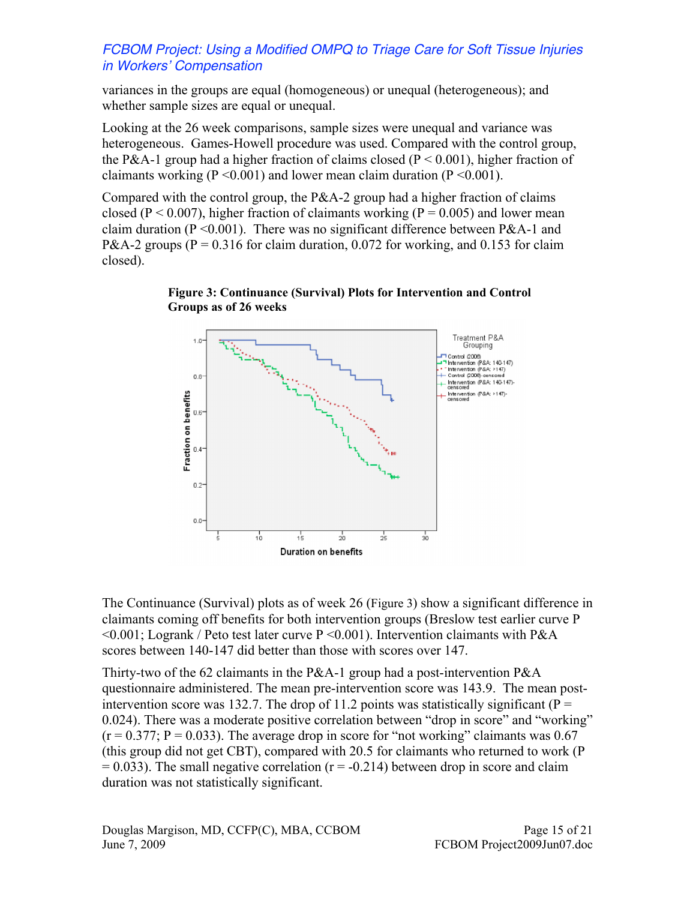variances in the groups are equal (homogeneous) or unequal (heterogeneous); and whether sample sizes are equal or unequal.

Looking at the 26 week comparisons, sample sizes were unequal and variance was heterogeneous. Games-Howell procedure was used. Compared with the control group, the P&A-1 group had a higher fraction of claims closed ($P < 0.001$), higher fraction of claimants working ($P < 0.001$) and lower mean claim duration ($P < 0.001$).

Compared with the control group, the P&A-2 group had a higher fraction of claims closed ($P < 0.007$), higher fraction of claimants working ($P = 0.005$) and lower mean claim duration ($P < 0.001$). There was no significant difference between P&A-1 and P&A-2 groups ($P = 0.316$ for claim duration, 0.072 for working, and 0.153 for claim closed).

**Figure 3: Continuance (Survival) Plots for Intervention and Control Groups as of 26 weeks**

The Continuance (Survival) plots as of week 26 (Figure 3) show a significant difference in claimants coming off benefits for both intervention groups (Breslow test earlier curve $P < 0.001$; Logrank / Peto test later curve $P < 0.001$). Intervention claimants with P&A scores between 140-147 did better than those with scores over 147.

Thirty-two of the 62 claimants in the P&A-1 group had a post-intervention P&A questionnaire administered. The mean pre-intervention score was 143.9. The mean post-intervention score was 132.7. The drop of 11.2 points was statistically significant ($P = 0.024$). There was a moderate positive correlation between "drop in score" and "working" ($r = 0.377$; $P = 0.033$). The average drop in score for "not working" claimants was 0.67 (this group did not get CBT), compared with 20.5 for claimants who returned to work ($P = 0.033$). The small negative correlation ($r = -0.214$) between drop in score and claim duration was not statistically significant.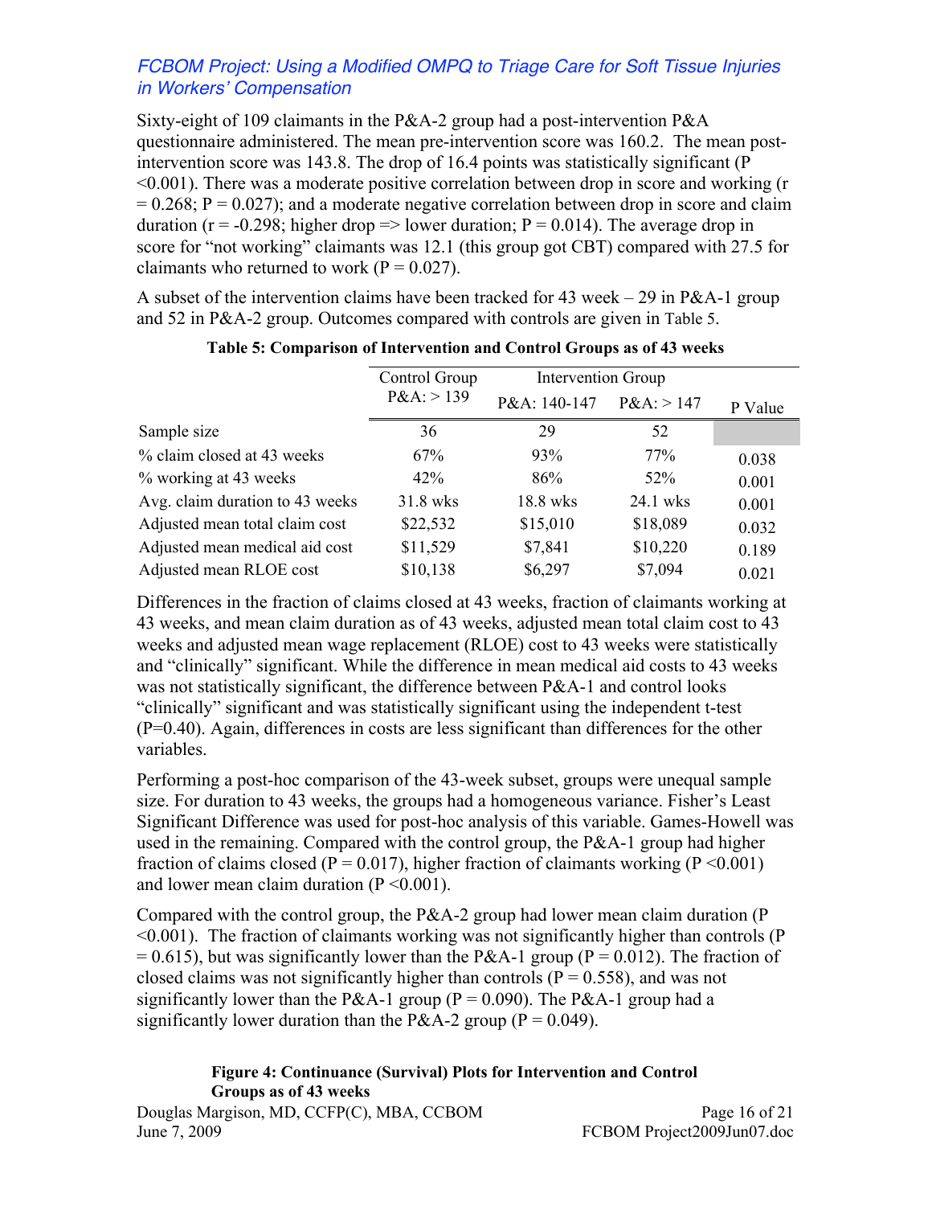Sixty-eight of 109 claimants in the P&A-2 group had a post-intervention P&A questionnaire administered. The mean pre-intervention score was 160.2. The mean post-intervention score was 143.8. The drop of 16.4 points was statistically significant ($P < 0.001$). There was a moderate positive correlation between drop in score and working ($r = 0.268$; $P = 0.027$); and a moderate negative correlation between drop in score and claim duration ($r = -0.298$; higher drop => lower duration; $P = 0.014$). The average drop in score for "not working" claimants was 12.1 (this group got CBT) compared with 27.5 for claimants who returned to work ($P = 0.027$).

A subset of the intervention claims have been tracked for 43 week – 29 in P&A-1 group and 52 in P&A-2 group. Outcomes compared with controls are given in Table 5.

**Table 5: Comparison of Intervention and Control Groups as of 43 weeks**

| | Control Group P&A: > 139 | Intervention Group | | P Value |
|---|---|---|---|---|
| | | P&A: 140-147 | P&A: > 147 | |
| Sample size | 36 | 29 | 52 | |
| % claim closed at 43 weeks | 67% | 93% | 77% | 0.038 |
| % working at 43 weeks | 42% | 86% | 52% | 0.001 |
| Avg. claim duration to 43 weeks | 31.8 wks | 18.8 wks | 24.1 wks | 0.001 |
| Adjusted mean total claim cost | $22,532 | $15,010 | $18,089 | 0.032 |
| Adjusted mean medical aid cost | $11,529 | $7,841 | $10,220 | 0.189 |
| Adjusted mean RLOE cost | $10,138 | $6,297 | $7,094 | 0.021 |

Differences in the fraction of claims closed at 43 weeks, fraction of claimants working at 43 weeks, and mean claim duration as of 43 weeks, adjusted mean total claim cost to 43 weeks and adjusted mean wage replacement (RLOE) cost to 43 weeks were statistically and "clinically" significant. While the difference in mean medical aid costs to 43 weeks was not statistically significant, the difference between P&A-1 and control looks "clinically" significant and was statistically significant using the independent t-test ($P=0.40$). Again, differences in costs are less significant than differences for the other variables.

Performing a post-hoc comparison of the 43-week subset, groups were unequal sample size. For duration to 43 weeks, the groups had a homogeneous variance. Fisher's Least Significant Difference was used for post-hoc analysis of this variable. Games-Howell was used in the remaining. Compared with the control group, the P&A-1 group had higher fraction of claims closed ($P = 0.017$), higher fraction of claimants working ($P < 0.001$) and lower mean claim duration ($P < 0.001$).

Compared with the control group, the P&A-2 group had lower mean claim duration ($P < 0.001$). The fraction of claimants working was not significantly higher than controls ($P = 0.615$), but was significantly lower than the P&A-1 group ($P = 0.012$). The fraction of closed claims was not significantly higher than controls ($P = 0.558$), and was not significantly lower than the P&A-1 group ($P = 0.090$). The P&A-1 group had a significantly lower duration than the P&A-2 group ($P = 0.049$).

**Figure 4: Continuance (Survival) Plots for Intervention and Control Groups as of 43 weeks**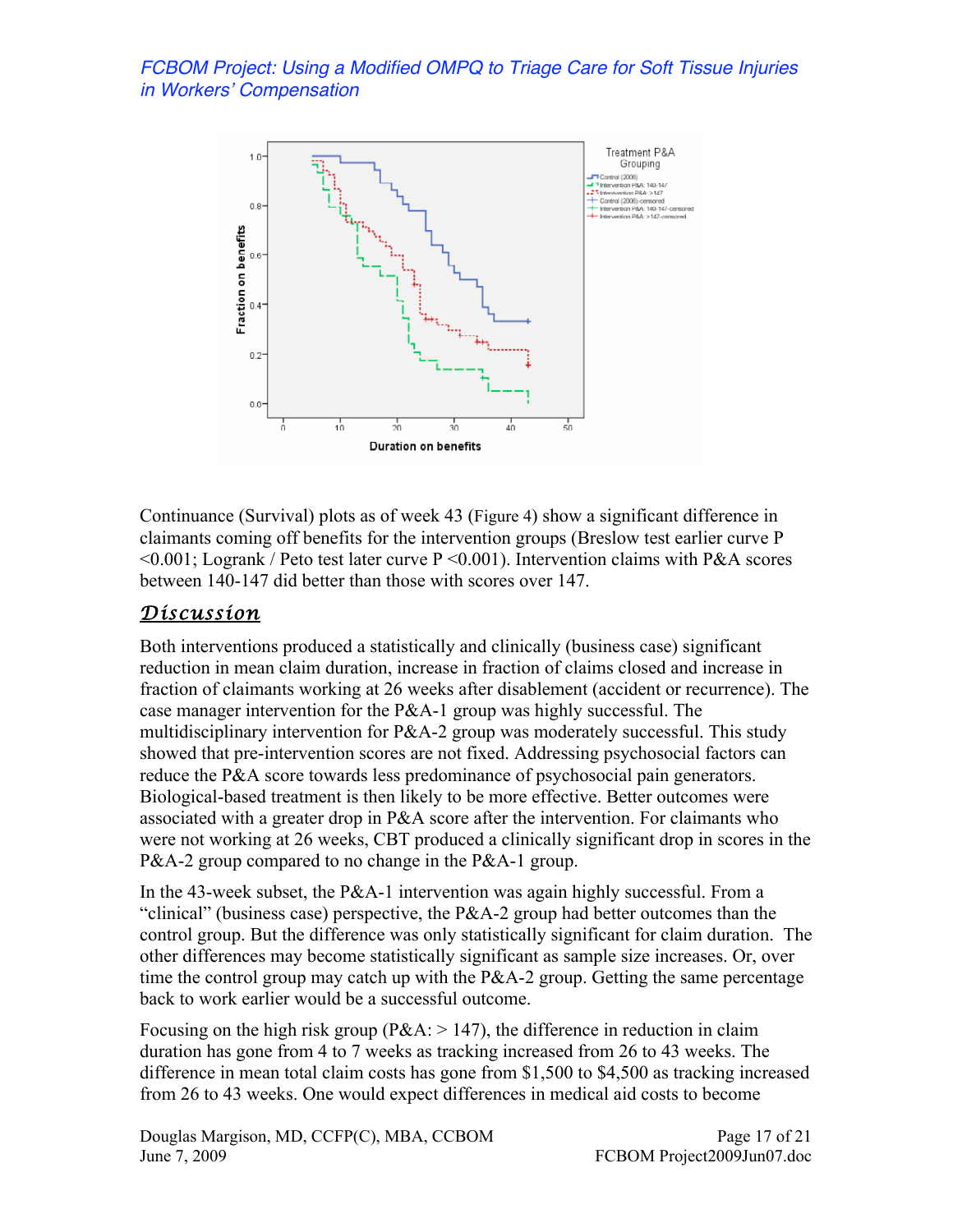Continuance (Survival) plots as of week 43 (Figure 4) show a significant difference in claimants coming off benefits for the intervention groups (Breslow test earlier curve P <0.001; Logrank / Peto test later curve P <0.001). Intervention claims with P&A scores between 140-147 did better than those with scores over 147.

## *Discussion*

Both interventions produced a statistically and clinically (business case) significant reduction in mean claim duration, increase in fraction of claims closed and increase in fraction of claimants working at 26 weeks after disablement (accident or recurrence). The case manager intervention for the P&A-1 group was highly successful. The multidisciplinary intervention for P&A-2 group was moderately successful. This study showed that pre-intervention scores are not fixed. Addressing psychosocial factors can reduce the P&A score towards less predominance of psychosocial pain generators. Biological-based treatment is then likely to be more effective. Better outcomes were associated with a greater drop in P&A score after the intervention. For claimants who were not working at 26 weeks, CBT produced a clinically significant drop in scores in the P&A-2 group compared to no change in the P&A-1 group.

In the 43-week subset, the P&A-1 intervention was again highly successful. From a "clinical" (business case) perspective, the P&A-2 group had better outcomes than the control group. But the difference was only statistically significant for claim duration. The other differences may become statistically significant as sample size increases. Or, over time the control group may catch up with the P&A-2 group. Getting the same percentage back to work earlier would be a successful outcome.

Focusing on the high risk group (P&A: > 147), the difference in reduction in claim duration has gone from 4 to 7 weeks as tracking increased from 26 to 43 weeks. The difference in mean total claim costs has gone from $1,500 to $4,500 as tracking increased from 26 to 43 weeks. One would expect differences in medical aid costs to become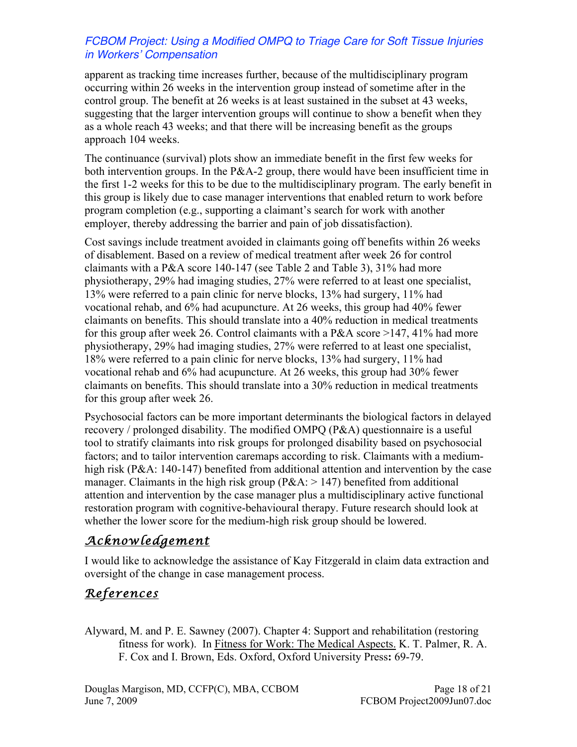apparent as tracking time increases further, because of the multidisciplinary program occurring within 26 weeks in the intervention group instead of sometime after in the control group. The benefit at 26 weeks is at least sustained in the subset at 43 weeks, suggesting that the larger intervention groups will continue to show a benefit when they as a whole reach 43 weeks; and that there will be increasing benefit as the groups approach 104 weeks.

The continuance (survival) plots show an immediate benefit in the first few weeks for both intervention groups. In the P&A-2 group, there would have been insufficient time in the first 1-2 weeks for this to be due to the multidisciplinary program. The early benefit in this group is likely due to case manager interventions that enabled return to work before program completion (e.g., supporting a claimant's search for work with another employer, thereby addressing the barrier and pain of job dissatisfaction).

Cost savings include treatment avoided in claimants going off benefits within 26 weeks of disablement. Based on a review of medical treatment after week 26 for control claimants with a P&A score 140-147 (see Table 2 and Table 3), 31% had more physiotherapy, 29% had imaging studies, 27% were referred to at least one specialist, 13% were referred to a pain clinic for nerve blocks, 13% had surgery, 11% had vocational rehab, and 6% had acupuncture. At 26 weeks, this group had 40% fewer claimants on benefits. This should translate into a 40% reduction in medical treatments for this group after week 26. Control claimants with a P&A score >147, 41% had more physiotherapy, 29% had imaging studies, 27% were referred to at least one specialist, 18% were referred to a pain clinic for nerve blocks, 13% had surgery, 11% had vocational rehab and 6% had acupuncture. At 26 weeks, this group had 30% fewer claimants on benefits. This should translate into a 30% reduction in medical treatments for this group after week 26.

Psychosocial factors can be more important determinants the biological factors in delayed recovery / prolonged disability. The modified OMPQ (P&A) questionnaire is a useful tool to stratify claimants into risk groups for prolonged disability based on psychosocial factors; and to tailor intervention caremaps according to risk. Claimants with a medium-high risk (P&A: 140-147) benefited from additional attention and intervention by the case manager. Claimants in the high risk group (P&A: > 147) benefited from additional attention and intervention by the case manager plus a multidisciplinary active functional restoration program with cognitive-behavioural therapy. Future research should look at whether the lower score for the medium-high risk group should be lowered.

## Acknowledgement

I would like to acknowledge the assistance of Kay Fitzgerald in claim data extraction and oversight of the change in case management process.

## References

Alyward, M. and P. E. Sawney (2007). Chapter 4: Support and rehabilitation (restoring fitness for work). In Fitness for Work: The Medical Aspects. K. T. Palmer, R. A. F. Cox and I. Brown, Eds. Oxford, Oxford University Press**:** 69-79.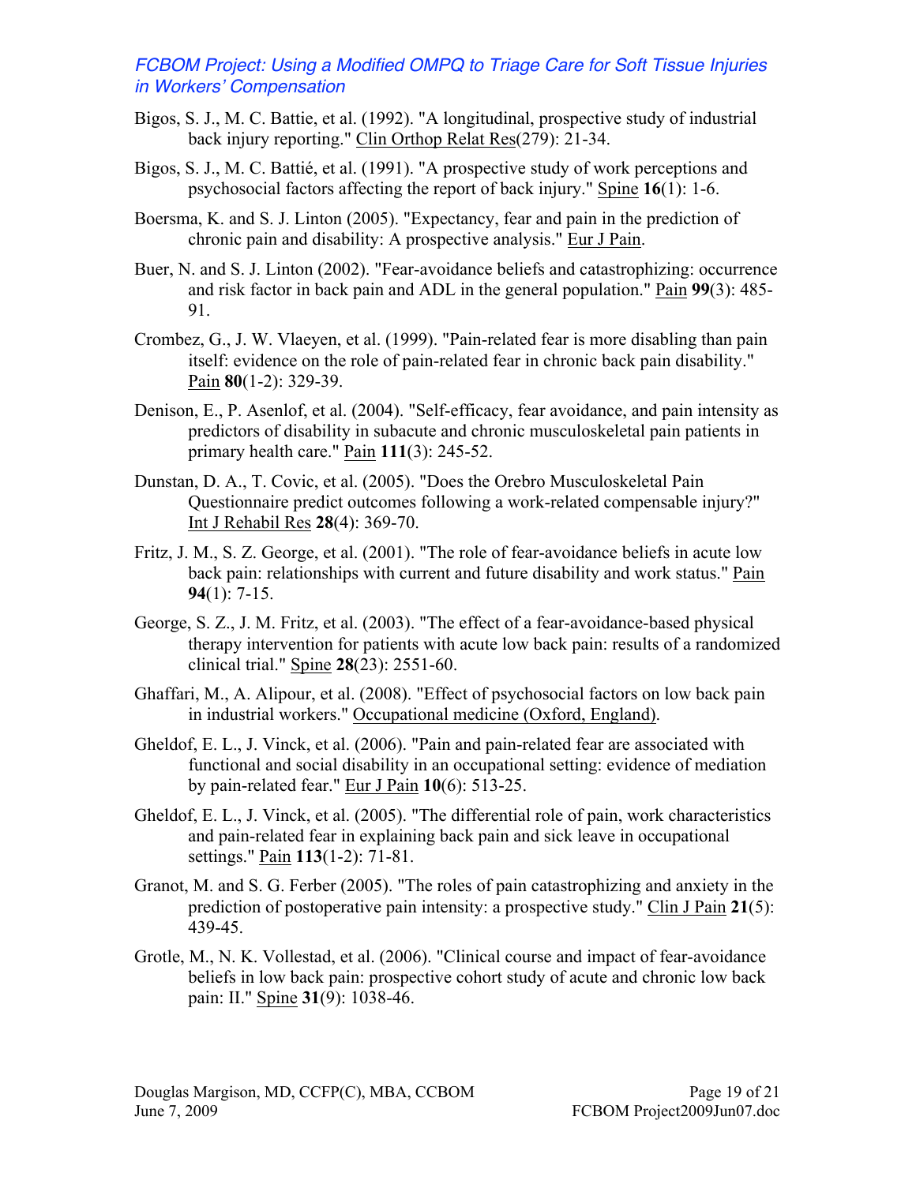Bigos, S. J., M. C. Battie, et al. (1992). "A longitudinal, prospective study of industrial back injury reporting." Clin Orthop Relat Res(279): 21-34.

Bigos, S. J., M. C. Battié, et al. (1991). "A prospective study of work perceptions and psychosocial factors affecting the report of back injury." Spine **16**(1): 1-6.

Boersma, K. and S. J. Linton (2005). "Expectancy, fear and pain in the prediction of chronic pain and disability: A prospective analysis." Eur J Pain.

Buer, N. and S. J. Linton (2002). "Fear-avoidance beliefs and catastrophizing: occurrence and risk factor in back pain and ADL in the general population." Pain **99**(3): 485-91.

Crombez, G., J. W. Vlaeyen, et al. (1999). "Pain-related fear is more disabling than pain itself: evidence on the role of pain-related fear in chronic back pain disability." Pain **80**(1-2): 329-39.

Denison, E., P. Asenlof, et al. (2004). "Self-efficacy, fear avoidance, and pain intensity as predictors of disability in subacute and chronic musculoskeletal pain patients in primary health care." Pain **111**(3): 245-52.

Dunstan, D. A., T. Covic, et al. (2005). "Does the Orebro Musculoskeletal Pain Questionnaire predict outcomes following a work-related compensable injury?" Int J Rehabil Res **28**(4): 369-70.

Fritz, J. M., S. Z. George, et al. (2001). "The role of fear-avoidance beliefs in acute low back pain: relationships with current and future disability and work status." Pain **94**(1): 7-15.

George, S. Z., J. M. Fritz, et al. (2003). "The effect of a fear-avoidance-based physical therapy intervention for patients with acute low back pain: results of a randomized clinical trial." Spine **28**(23): 2551-60.

Ghaffari, M., A. Alipour, et al. (2008). "Effect of psychosocial factors on low back pain in industrial workers." Occupational medicine (Oxford, England).

Gheldof, E. L., J. Vinck, et al. (2006). "Pain and pain-related fear are associated with functional and social disability in an occupational setting: evidence of mediation by pain-related fear." Eur J Pain **10**(6): 513-25.

Gheldof, E. L., J. Vinck, et al. (2005). "The differential role of pain, work characteristics and pain-related fear in explaining back pain and sick leave in occupational settings." Pain **113**(1-2): 71-81.

Granot, M. and S. G. Ferber (2005). "The roles of pain catastrophizing and anxiety in the prediction of postoperative pain intensity: a prospective study." Clin J Pain **21**(5): 439-45.

Grotle, M., N. K. Vollestad, et al. (2006). "Clinical course and impact of fear-avoidance beliefs in low back pain: prospective cohort study of acute and chronic low back pain: II." Spine **31**(9): 1038-46.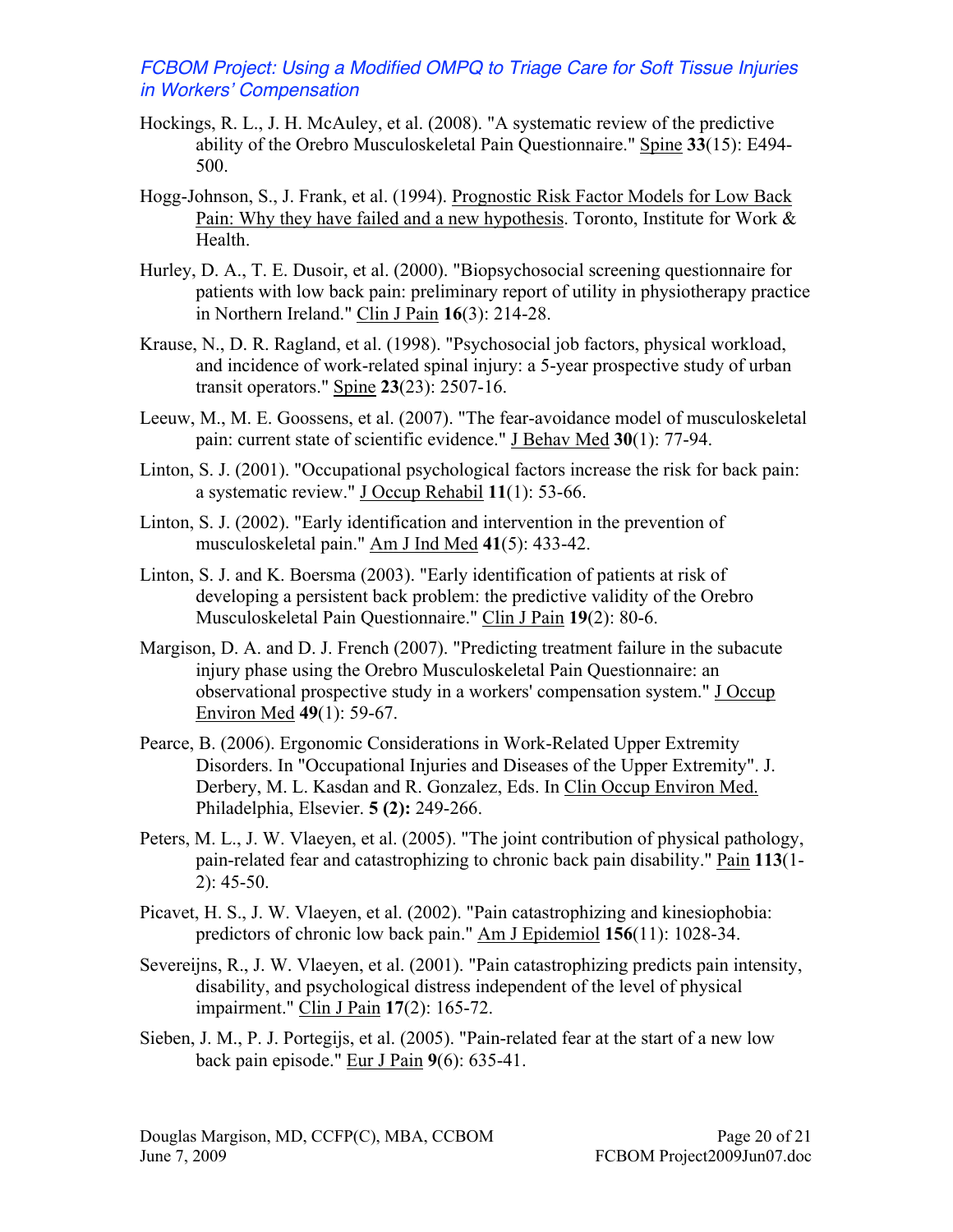Hockings, R. L., J. H. McAuley, et al. (2008). "A systematic review of the predictive ability of the Orebro Musculoskeletal Pain Questionnaire." Spine **33**(15): E494-500.

Hogg-Johnson, S., J. Frank, et al. (1994). Prognostic Risk Factor Models for Low Back Pain: Why they have failed and a new hypothesis. Toronto, Institute for Work & Health.

Hurley, D. A., T. E. Dusoir, et al. (2000). "Biopsychosocial screening questionnaire for patients with low back pain: preliminary report of utility in physiotherapy practice in Northern Ireland." Clin J Pain **16**(3): 214-28.

Krause, N., D. R. Ragland, et al. (1998). "Psychosocial job factors, physical workload, and incidence of work-related spinal injury: a 5-year prospective study of urban transit operators." Spine **23**(23): 2507-16.

Leeuw, M., M. E. Goossens, et al. (2007). "The fear-avoidance model of musculoskeletal pain: current state of scientific evidence." J Behav Med **30**(1): 77-94.

Linton, S. J. (2001). "Occupational psychological factors increase the risk for back pain: a systematic review." J Occup Rehabil **11**(1): 53-66.

Linton, S. J. (2002). "Early identification and intervention in the prevention of musculoskeletal pain." Am J Ind Med **41**(5): 433-42.

Linton, S. J. and K. Boersma (2003). "Early identification of patients at risk of developing a persistent back problem: the predictive validity of the Orebro Musculoskeletal Pain Questionnaire." Clin J Pain **19**(2): 80-6.

Margison, D. A. and D. J. French (2007). "Predicting treatment failure in the subacute injury phase using the Orebro Musculoskeletal Pain Questionnaire: an observational prospective study in a workers' compensation system." J Occup Environ Med **49**(1): 59-67.

Pearce, B. (2006). Ergonomic Considerations in Work-Related Upper Extremity Disorders. In "Occupational Injuries and Diseases of the Upper Extremity". J. Derbery, M. L. Kasdan and R. Gonzalez, Eds. In Clin Occup Environ Med. Philadelphia, Elsevier. **5 (2):** 249-266.

Peters, M. L., J. W. Vlaeyen, et al. (2005). "The joint contribution of physical pathology, pain-related fear and catastrophizing to chronic back pain disability." Pain **113**(1-2): 45-50.

Picavet, H. S., J. W. Vlaeyen, et al. (2002). "Pain catastrophizing and kinesiophobia: predictors of chronic low back pain." Am J Epidemiol **156**(11): 1028-34.

Severeijns, R., J. W. Vlaeyen, et al. (2001). "Pain catastrophizing predicts pain intensity, disability, and psychological distress independent of the level of physical impairment." Clin J Pain **17**(2): 165-72.

Sieben, J. M., P. J. Portegijs, et al. (2005). "Pain-related fear at the start of a new low back pain episode." Eur J Pain **9**(6): 635-41.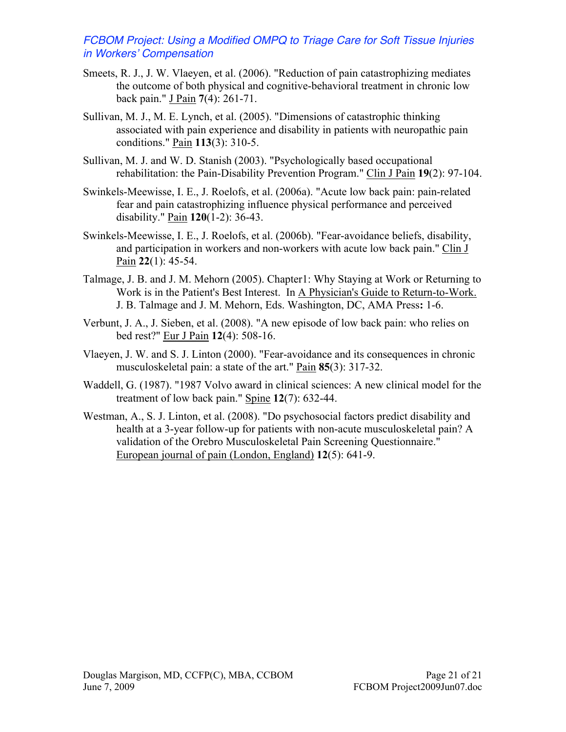Smeets, R. J., J. W. Vlaeyen, et al. (2006). "Reduction of pain catastrophizing mediates the outcome of both physical and cognitive-behavioral treatment in chronic low back pain." J Pain **7**(4): 261-71.

Sullivan, M. J., M. E. Lynch, et al. (2005). "Dimensions of catastrophic thinking associated with pain experience and disability in patients with neuropathic pain conditions." Pain **113**(3): 310-5.

Sullivan, M. J. and W. D. Stanish (2003). "Psychologically based occupational rehabilitation: the Pain-Disability Prevention Program." Clin J Pain **19**(2): 97-104.

Swinkels-Meewisse, I. E., J. Roelofs, et al. (2006a). "Acute low back pain: pain-related fear and pain catastrophizing influence physical performance and perceived disability." Pain **120**(1-2): 36-43.

Swinkels-Meewisse, I. E., J. Roelofs, et al. (2006b). "Fear-avoidance beliefs, disability, and participation in workers and non-workers with acute low back pain." Clin J Pain **22**(1): 45-54.

Talmage, J. B. and J. M. Mehorn (2005). Chapter1: Why Staying at Work or Returning to Work is in the Patient's Best Interest. In A Physician's Guide to Return-to-Work. J. B. Talmage and J. M. Mehorn, Eds. Washington, DC, AMA Press**:** 1-6.

Verbunt, J. A., J. Sieben, et al. (2008). "A new episode of low back pain: who relies on bed rest?" Eur J Pain **12**(4): 508-16.

Vlaeyen, J. W. and S. J. Linton (2000). "Fear-avoidance and its consequences in chronic musculoskeletal pain: a state of the art." Pain **85**(3): 317-32.

Waddell, G. (1987). "1987 Volvo award in clinical sciences: A new clinical model for the treatment of low back pain." Spine **12**(7): 632-44.

Westman, A., S. J. Linton, et al. (2008). "Do psychosocial factors predict disability and health at a 3-year follow-up for patients with non-acute musculoskeletal pain? A validation of the Orebro Musculoskeletal Pain Screening Questionnaire." European journal of pain (London, England) **12**(5): 641-9.